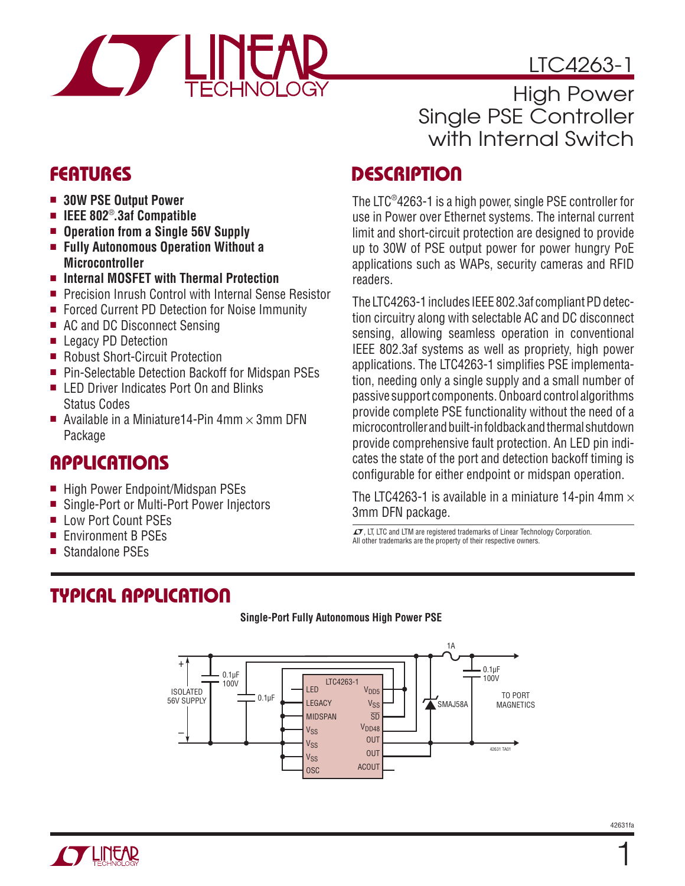# LTC4263-1

## High Power Single PSE Controller with Internal Switch

## FEATURES

- **30W PSE Output Power**
- **IEEE 802®.3af Compatible**
- **Operation from a Single 56V Supply**
- **Fully Autonomous Operation Without a Microcontroller**
- **Internal MOSFET with Thermal Protection**
- Precision Inrush Control with Internal Sense Resistor
- Forced Current PD Detection for Noise Immunity
- AC and DC Disconnect Sensing
- Legacy PD Detection
- Robust Short-Circuit Protection
- Pin-Selectable Detection Backoff for Midspan PSEs
- LED Driver Indicates Port On and Blinks Status Codes
- Available in a Miniature14-Pin 4mm × 3mm DFN Package

## APPLICATIONS

- High Power Endpoint/Midspan PSEs
- Single-Port or Multi-Port Power Injectors
- Low Port Count PSEs
- Environment B PSEs
- Standalone PSEs

## DESCRIPTION

The LTC®4263-1 is a high power, single PSE controller for use in Power over Ethernet systems. The internal current limit and short-circuit protection are designed to provide up to 30W of PSE output power for power hungry PoE applications such as WAPs, security cameras and RFID readers.

The LTC4263-1 includes IEEE 802.3af compliant PD detection circuitry along with selectable AC and DC disconnect sensing, allowing seamless operation in conventional IEEE 802.3af systems as well as propriety, high power applications. The LTC4263-1 simplifies PSE implementation, needing only a single supply and a small number of passive support components. Onboard control algorithms provide complete PSE functionality without the need of a microcontroller and built-in foldback and thermal shutdown provide comprehensive fault protection. An LED pin indicates the state of the port and detection backoff timing is configurable for either endpoint or midspan operation.

The LTC4263-1 is available in a miniature 14-pin 4mm × 3mm DFN package.

, LT, LTC and LTM are registered trademarks of Linear Technology Corporation. All other trademarks are the property of their respective owners.

## TYPICAL APPLICATION

**Single-Port Fully Autonomous High Power PSE**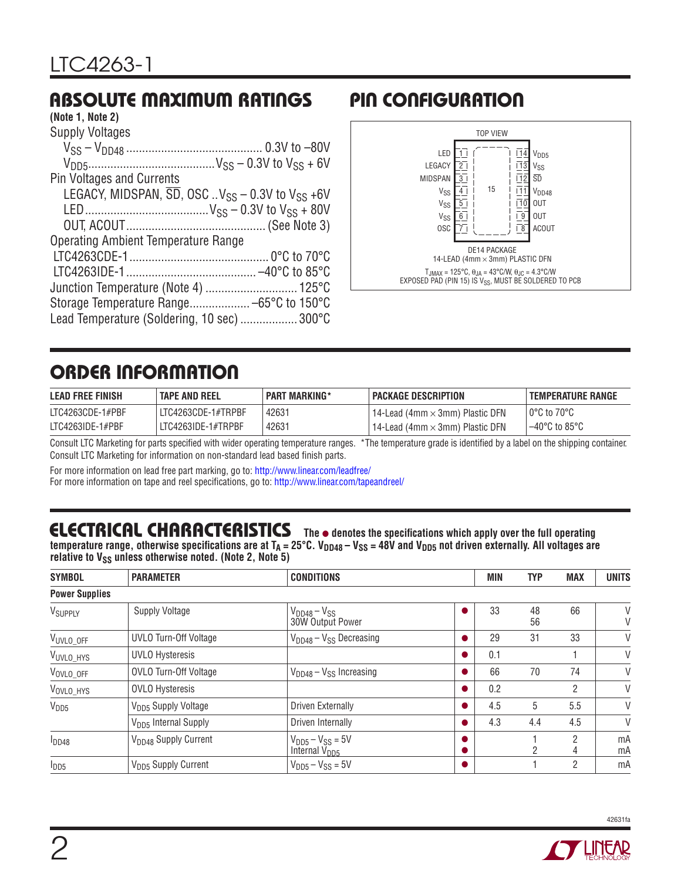## ABSOLUTE MAXIMUM RATINGS

**(Note 1, Note 2)**

Supply Voltages
- $V_{SS} – V_{DD48}$ .......................................... 0.3V to –80V
- $V_{DD5}$....................................... $V_{SS}$ – 0.3V to $V_{SS}$ + 6V

Pin Voltages and Currents
- LEGACY, MIDSPAN, $\overline{SD}$, OSC .. $V_{SS}$ – 0.3V to $V_{SS}$ +6V
- LED...................................... $V_{SS}$ – 0.3V to $V_{SS}$ + 80V
- OUT, ACOUT.......................................... (See Note 3)

Operating Ambient Temperature Range
- LTC4263CDE-1........................................... 0°C to 70°C
- LTC4263IDE-1........................................ –40°C to 85°C

Junction Temperature (Note 4) ............................ 125°C
Storage Temperature Range.................. –65°C to 150°C
Lead Temperature (Soldering, 10 sec) ................. 300°C

## PIN CONFIGURATION

TOP VIEW

| Pin | Name | | Pin | Name |
|---|---|---|---|---|
| 1 | LED | | 14 | $V_{DD5}$ |
| 2 | LEGACY | | 13 | $V_{SS}$ |
| 3 | MIDSPAN | | 12 | $\overline{SD}$ |
| 4 | $V_{SS}$ | 15 | 11 | $V_{DD48}$ |
| 5 | $V_{SS}$ | | 10 | OUT |
| 6 | $V_{SS}$ | | 9 | OUT |
| 7 | OSC | | 8 | ACOUT |

DE14 PACKAGE
14-LEAD (4mm × 3mm) PLASTIC DFN

$T_{JMAX}$ = 125°C, $\theta_{JA}$ = 43°C/W, $\theta_{JC}$ = 4.3°C/W
EXPOSED PAD (PIN 15) IS $V_{SS}$, MUST BE SOLDERED TO PCB

## ORDER INFORMATION

| LEAD FREE FINISH | TAPE AND REEL | PART MARKING* | PACKAGE DESCRIPTION | TEMPERATURE RANGE |
|---|---|---|---|---|
| LTC4263CDE-1#PBF | LTC4263CDE-1#TRPBF | 42631 | 14-Lead (4mm × 3mm) Plastic DFN | 0°C to 70°C |
| LTC4263IDE-1#PBF | LTC4263IDE-1#TRPBF | 42631 | 14-Lead (4mm × 3mm) Plastic DFN | –40°C to 85°C |

Consult LTC Marketing for parts specified with wider operating temperature ranges. *The temperature grade is identified by a label on the shipping container.
Consult LTC Marketing for information on non-standard lead based finish parts.

For more information on lead free part marking, go to: http://www.linear.com/leadfree/
For more information on tape and reel specifications, go to: http://www.linear.com/tapeandreel/

## ELECTRICAL CHARACTERISTICS

**The ● denotes the specifications which apply over the full operating temperature range, otherwise specifications are at $T_A$ = 25°C. $V_{DD48} – V_{SS}$ = 48V and $V_{DD5}$ not driven externally. All voltages are relative to $V_{SS}$ unless otherwise noted. (Note 2, Note 5)**

| SYMBOL | PARAMETER | CONDITIONS | | MIN | TYP | MAX | UNITS |
|---|---|---|---|---|---|---|---|
| **Power Supplies** | | | | | | | |
| $V_{SUPPLY}$ | Supply Voltage | $V_{DD48} – V_{SS}$<br>30W Output Power | ● | 33 | 48<br>56 | 66 | V<br>V |
| $V_{UVLO\_OFF}$ | UVLO Turn-Off Voltage | $V_{DD48} – V_{SS}$ Decreasing | ● | 29 | 31 | 33 | V |
| $V_{UVLO\_HYS}$ | UVLO Hysteresis | | ● | 0.1 | | 1 | V |
| $V_{OVLO\_OFF}$ | OVLO Turn-Off Voltage | $V_{DD48} – V_{SS}$ Increasing | ● | 66 | 70 | 74 | V |
| $V_{OVLO\_HYS}$ | OVLO Hysteresis | | ● | 0.2 | | 2 | V |
| $V_{DD5}$ | $V_{DD5}$ Supply Voltage | Driven Externally | ● | 4.5 | 5 | 5.5 | V |
| | $V_{DD5}$ Internal Supply | Driven Internally | ● | 4.3 | 4.4 | 4.5 | V |
| $I_{DD48}$ | $V_{DD48}$ Supply Current | $V_{DD5} – V_{SS}$ = 5V<br>Internal $V_{DD5}$ | ●<br>● | | 1<br>2 | 2<br>4 | mA<br>mA |
| $I_{DD5}$ | $V_{DD5}$ Supply Current | $V_{DD5} – V_{SS}$ = 5V | ● | | 1 | 2 | mA |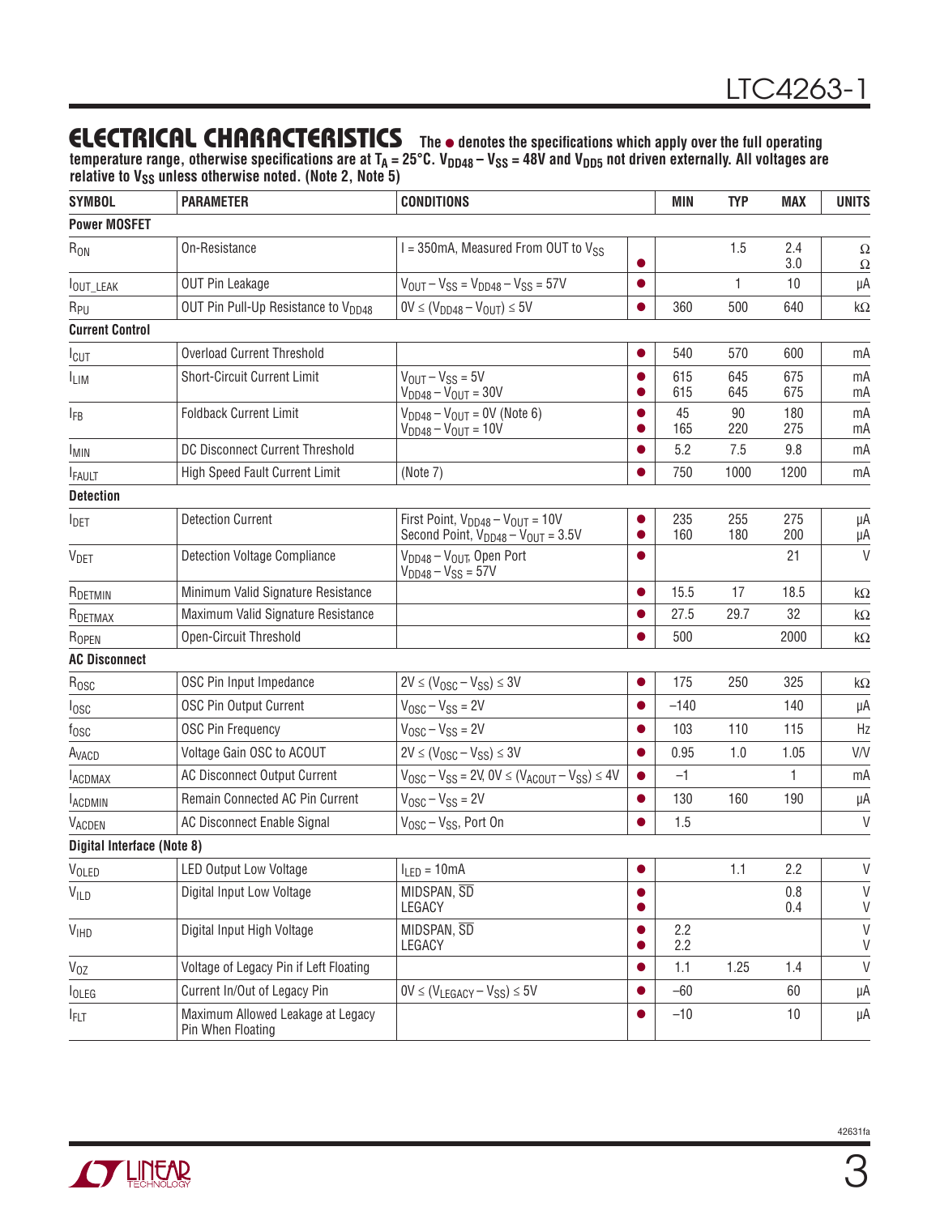## ELECTRICAL CHARACTERISTICS

**The ● denotes the specifications which apply over the full operating temperature range, otherwise specifications are at $T_A$ = 25°C. $V_{DD48} - V_{SS}$ = 48V and $V_{DD5}$ not driven externally. All voltages are relative to $V_{SS}$ unless otherwise noted. (Note 2, Note 5)**

| SYMBOL | PARAMETER | CONDITIONS | | MIN | TYP | MAX | UNITS |
|---|---|---|---|---|---|---|---|
| **Power MOSFET** | | | | | | | |
| $R_{ON}$ | On-Resistance | I = 350mA, Measured From OUT to $V_{SS}$ | <br>● | | 1.5 | 2.4<br>3.0 | Ω<br>Ω |
| $I_{OUT\_LEAK}$ | OUT Pin Leakage | $V_{OUT} - V_{SS} = V_{DD48} - V_{SS}$ = 57V | ● | | 1 | 10 | µA |
| $R_{PU}$ | OUT Pin Pull-Up Resistance to $V_{DD48}$ | 0V ≤ ($V_{DD48} - V_{OUT}$) ≤ 5V | ● | 360 | 500 | 640 | kΩ |
| **Current Control** | | | | | | | |
| $I_{CUT}$ | Overload Current Threshold | | ● | 540 | 570 | 600 | mA |
| $I_{LIM}$ | Short-Circuit Current Limit | $V_{OUT} - V_{SS}$ = 5V<br>$V_{DD48} - V_{OUT}$ = 30V | ●<br>● | 615<br>615 | 645<br>645 | 675<br>675 | mA<br>mA |
| $I_{FB}$ | Foldback Current Limit | $V_{DD48} - V_{OUT}$ = 0V (Note 6)<br>$V_{DD48} - V_{OUT}$ = 10V | ●<br>● | 45<br>165 | 90<br>220 | 180<br>275 | mA<br>mA |
| $I_{MIN}$ | DC Disconnect Current Threshold | | ● | 5.2 | 7.5 | 9.8 | mA |
| $I_{FAULT}$ | High Speed Fault Current Limit | (Note 7) | ● | 750 | 1000 | 1200 | mA |
| **Detection** | | | | | | | |
| $I_{DET}$ | Detection Current | First Point, $V_{DD48} - V_{OUT}$ = 10V<br>Second Point, $V_{DD48} - V_{OUT}$ = 3.5V | ●<br>● | 235<br>160 | 255<br>180 | 275<br>200 | µA<br>µA |
| $V_{DET}$ | Detection Voltage Compliance | $V_{DD48} - V_{OUT}$, Open Port<br>$V_{DD48} - V_{SS}$ = 57V | ● | | | 21 | V |
| $R_{DETMIN}$ | Minimum Valid Signature Resistance | | ● | 15.5 | 17 | 18.5 | kΩ |
| $R_{DETMAX}$ | Maximum Valid Signature Resistance | | ● | 27.5 | 29.7 | 32 | kΩ |
| $R_{OPEN}$ | Open-Circuit Threshold | | ● | 500 | | 2000 | kΩ |
| **AC Disconnect** | | | | | | | |
| $R_{OSC}$ | OSC Pin Input Impedance | 2V ≤ ($V_{OSC} - V_{SS}$) ≤ 3V | ● | 175 | 250 | 325 | kΩ |
| $I_{OSC}$ | OSC Pin Output Current | $V_{OSC} - V_{SS}$ = 2V | ● | –140 | | 140 | µA |
| $f_{OSC}$ | OSC Pin Frequency | $V_{OSC} - V_{SS}$ = 2V | ● | 103 | 110 | 115 | Hz |
| $A_{VACD}$ | Voltage Gain OSC to ACOUT | 2V ≤ ($V_{OSC} - V_{SS}$) ≤ 3V | ● | 0.95 | 1.0 | 1.05 | V/V |
| $I_{ACDMAX}$ | AC Disconnect Output Current | $V_{OSC} - V_{SS}$ = 2V, 0V ≤ ($V_{ACOUT} - V_{SS}$) ≤ 4V | ● | –1 | | 1 | mA |
| $I_{ACDMIN}$ | Remain Connected AC Pin Current | $V_{OSC} - V_{SS}$ = 2V | ● | 130 | 160 | 190 | µA |
| $V_{ACDEN}$ | AC Disconnect Enable Signal | $V_{OSC} - V_{SS}$, Port On | ● | 1.5 | | | V |
| **Digital Interface (Note 8)** | | | | | | | |
| $V_{OLED}$ | LED Output Low Voltage | $I_{LED}$ = 10mA | ● | | 1.1 | 2.2 | V |
| $V_{ILD}$ | Digital Input Low Voltage | MIDSPAN, $\overline{SD}$<br>LEGACY | ●<br>● | | | 0.8<br>0.4 | V<br>V |
| $V_{IHD}$ | Digital Input High Voltage | MIDSPAN, $\overline{SD}$<br>LEGACY | ●<br>● | 2.2<br>2.2 | | | V<br>V |
| $V_{OZ}$ | Voltage of Legacy Pin if Left Floating | | ● | 1.1 | 1.25 | 1.4 | V |
| $I_{OLEG}$ | Current In/Out of Legacy Pin | 0V ≤ ($V_{LEGACY} - V_{SS}$) ≤ 5V | ● | –60 | | 60 | µA |
| $I_{FLT}$ | Maximum Allowed Leakage at Legacy Pin When Floating | | ● | –10 | | 10 | µA |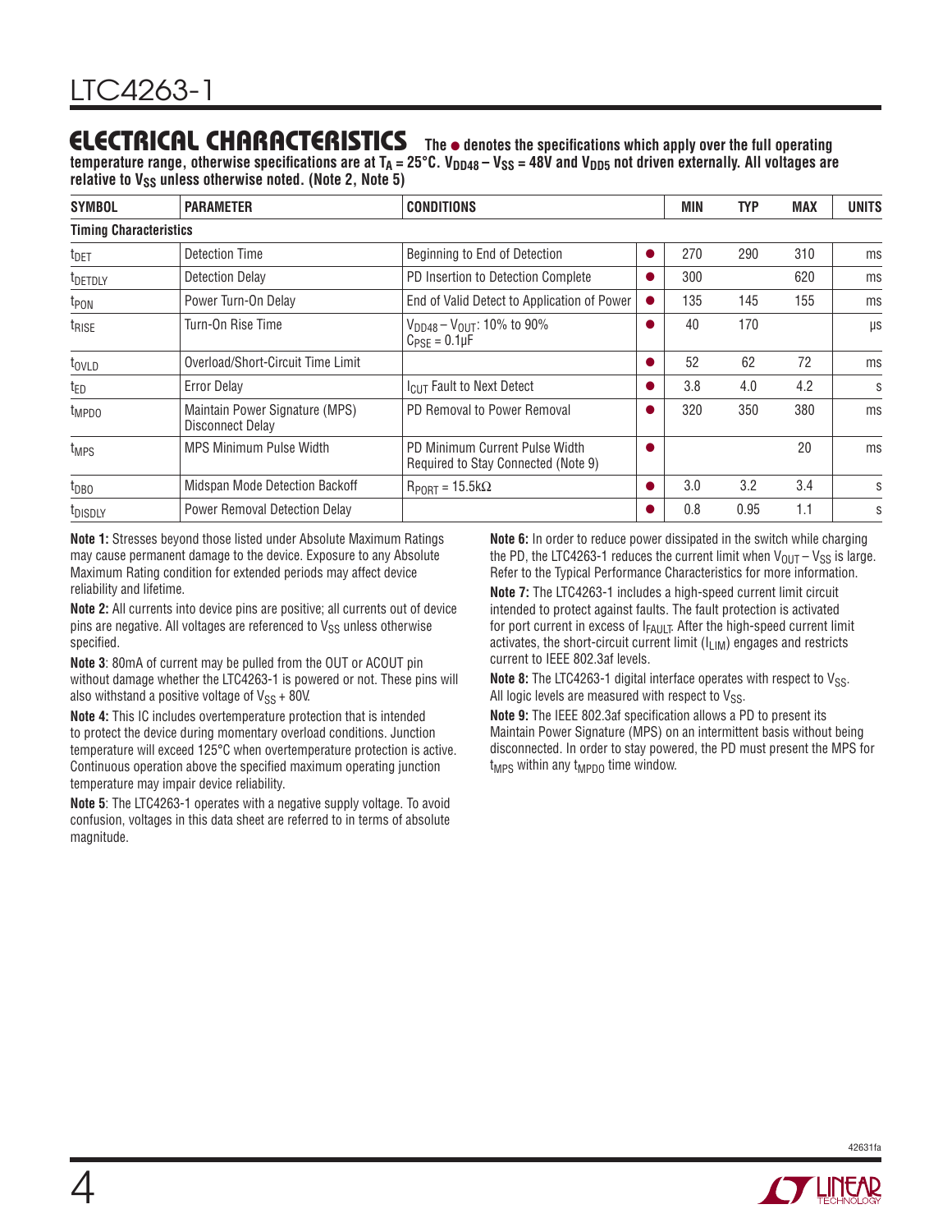## ELECTRICAL CHARACTERISTICS

**The ● denotes the specifications which apply over the full operating temperature range, otherwise specifications are at $T_A$ = 25°C. $V_{DD48} – V_{SS}$ = 48V and $V_{DD5}$ not driven externally. All voltages are relative to $V_{SS}$ unless otherwise noted. (Note 2, Note 5)**

| SYMBOL | PARAMETER | CONDITIONS | | MIN | TYP | MAX | UNITS |
|---|---|---|---|---|---|---|---|
| **Timing Characteristics** | | | | | | | |
| $t_{DET}$ | Detection Time | Beginning to End of Detection | ● | 270 | 290 | 310 | ms |
| $t_{DETDLY}$ | Detection Delay | PD Insertion to Detection Complete | ● | 300 | | 620 | ms |
| $t_{PON}$ | Power Turn-On Delay | End of Valid Detect to Application of Power | ● | 135 | 145 | 155 | ms |
| $t_{RISE}$ | Turn-On Rise Time | $V_{DD48} – V_{OUT}$: 10% to 90% $C_{PSE}$ = 0.1µF | ● | 40 | 170 | | µs |
| $t_{OVLD}$ | Overload/Short-Circuit Time Limit | | ● | 52 | 62 | 72 | ms |
| $t_{ED}$ | Error Delay | $I_{CUT}$ Fault to Next Detect | ● | 3.8 | 4.0 | 4.2 | s |
| $t_{MPDO}$ | Maintain Power Signature (MPS) Disconnect Delay | PD Removal to Power Removal | ● | 320 | 350 | 380 | ms |
| $t_{MPS}$ | MPS Minimum Pulse Width | PD Minimum Current Pulse Width Required to Stay Connected (Note 9) | ● | | | 20 | ms |
| $t_{DBO}$ | Midspan Mode Detection Backoff | $R_{PORT}$ = 15.5kΩ | ● | 3.0 | 3.2 | 3.4 | s |
| $t_{DISDLY}$ | Power Removal Detection Delay | | ● | 0.8 | 0.95 | 1.1 | s |

**Note 1:** Stresses beyond those listed under Absolute Maximum Ratings may cause permanent damage to the device. Exposure to any Absolute Maximum Rating condition for extended periods may affect device reliability and lifetime.

**Note 2:** All currents into device pins are positive; all currents out of device pins are negative. All voltages are referenced to $V_{SS}$ unless otherwise specified.

**Note 3**: 80mA of current may be pulled from the OUT or ACOUT pin without damage whether the LTC4263-1 is powered or not. These pins will also withstand a positive voltage of $V_{SS}$ + 80V.

**Note 4:** This IC includes overtemperature protection that is intended to protect the device during momentary overload conditions. Junction temperature will exceed 125°C when overtemperature protection is active. Continuous operation above the specified maximum operating junction temperature may impair device reliability.

**Note 5**: The LTC4263-1 operates with a negative supply voltage. To avoid confusion, voltages in this data sheet are referred to in terms of absolute magnitude.

**Note 6:** In order to reduce power dissipated in the switch while charging the PD, the LTC4263-1 reduces the current limit when $V_{OUT} – V_{SS}$ is large. Refer to the Typical Performance Characteristics for more information.

**Note 7:** The LTC4263-1 includes a high-speed current limit circuit intended to protect against faults. The fault protection is activated for port current in excess of $I_{FAULT}$. After the high-speed current limit activates, the short-circuit current limit ($I_{LIM}$) engages and restricts current to IEEE 802.3af levels.

**Note 8:** The LTC4263-1 digital interface operates with respect to $V_{SS}$. All logic levels are measured with respect to $V_{SS}$.

**Note 9:** The IEEE 802.3af specification allows a PD to present its Maintain Power Signature (MPS) on an intermittent basis without being disconnected. In order to stay powered, the PD must present the MPS for $t_{MPS}$ within any $t_{MPDO}$ time window.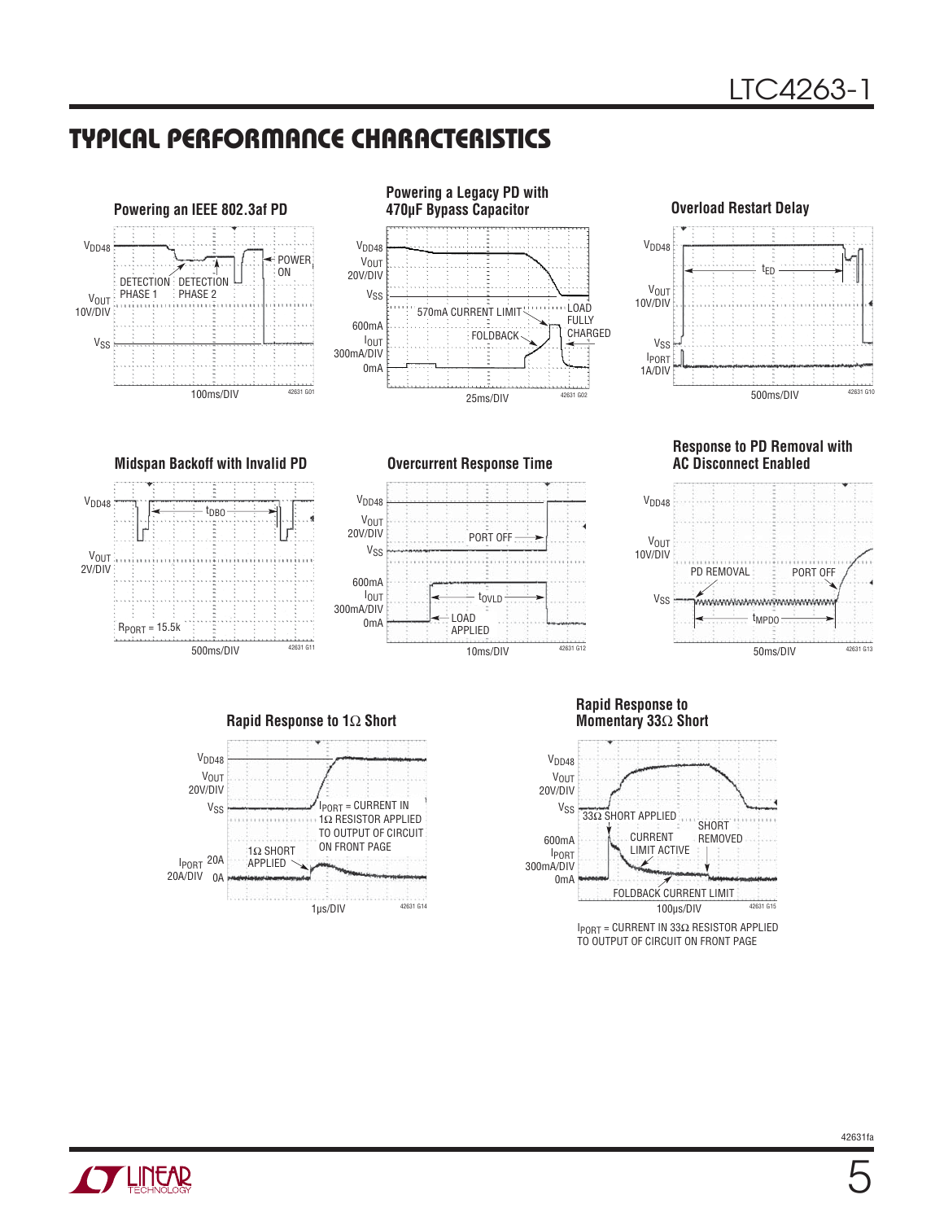## TYPICAL PERFORMANCE CHARACTERISTICS

**Powering an IEEE 802.3af PD**

$V_{DD48}$ — DETECTION PHASE 1 — DETECTION PHASE 2 — POWER ON

$V_{OUT}$ 10V/DIV

$V_{SS}$

100ms/DIV

42631 G01

**Powering a Legacy PD with 470µF Bypass Capacitor**

$V_{DD48}$

$V_{OUT}$ 20V/DIV

$V_{SS}$

570mA CURRENT LIMIT — FOLDBACK — LOAD FULLY CHARGED

600mA

$I_{OUT}$ 300mA/DIV

0mA

25ms/DIV

42631 G02

**Overload Restart Delay**

$V_{DD48}$

$t_{ED}$

$V_{OUT}$ 10V/DIV

$V_{SS}$

$I_{PORT}$ 1A/DIV

500ms/DIV

42631 G10

**Midspan Backoff with Invalid PD**

$V_{DD48}$

$t_{DBO}$

$V_{OUT}$ 2V/DIV

$R_{PORT}$ = 15.5k

500ms/DIV

42631 G11

**Overcurrent Response Time**

$V_{DD48}$

$V_{OUT}$ 20V/DIV

PORT OFF

$V_{SS}$

600mA

$I_{OUT}$ 300mA/DIV

0mA

$t_{OVLD}$

LOAD APPLIED

10ms/DIV

42631 G12

**Response to PD Removal with AC Disconnect Enabled**

$V_{DD48}$

$V_{OUT}$ 10V/DIV

PD REMOVAL — PORT OFF

$V_{SS}$

$t_{MPDO}$

50ms/DIV

42631 G13

**Rapid Response to 1Ω Short**

$V_{DD48}$

$V_{OUT}$ 20V/DIV

$V_{SS}$

$I_{PORT}$ = CURRENT IN 1Ω RESISTOR APPLIED TO OUTPUT OF CIRCUIT ON FRONT PAGE

$I_{PORT}$ 20A/DIV — 20A — 0A

1Ω SHORT APPLIED

1µs/DIV

42631 G14

**Rapid Response to Momentary 33Ω Short**

$V_{DD48}$

$V_{OUT}$ 20V/DIV

$V_{SS}$

33Ω SHORT APPLIED — SHORT REMOVED

CURRENT LIMIT ACTIVE

600mA

$I_{PORT}$ 300mA/DIV

0mA

FOLDBACK CURRENT LIMIT

100µs/DIV

42631 G15

$I_{PORT}$ = CURRENT IN 33Ω RESISTOR APPLIED TO OUTPUT OF CIRCUIT ON FRONT PAGE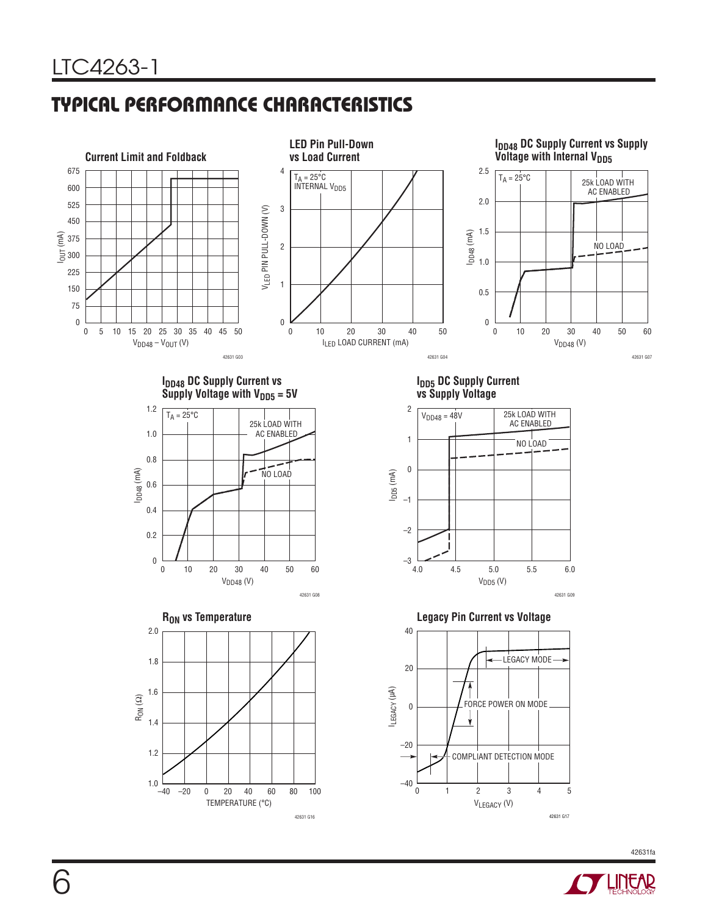## TYPICAL PERFORMANCE CHARACTERISTICS

**Current Limit and Foldback**

$I_{OUT}$ (mA) vs $V_{DD48} – V_{OUT}$ (V)

42631 G03

**LED Pin Pull-Down vs Load Current**

$T_A = 25°C$
INTERNAL $V_{DD5}$

$V_{LED}$ PIN PULL-DOWN (V) vs $I_{LED}$ LOAD CURRENT (mA)

42631 G04

**$I_{DD48}$ DC Supply Current vs Supply Voltage with Internal $V_{DD5}$**

$T_A = 25°C$
25k LOAD WITH AC ENABLED
NO LOAD

$I_{DD48}$ (mA) vs $V_{DD48}$ (V)

42631 G07

**$I_{DD48}$ DC Supply Current vs Supply Voltage with $V_{DD5}$ = 5V**

$T_A = 25°C$
25k LOAD WITH AC ENABLED
NO LOAD

$I_{DD48}$ (mA) vs $V_{DD48}$ (V)

42631 G08

**$I_{DD5}$ DC Supply Current vs Supply Voltage**

$V_{DD48}$ = 48V
25k LOAD WITH AC ENABLED
NO LOAD

$I_{DD5}$ (mA) vs $V_{DD5}$ (V)

42631 G09

**$R_{ON}$ vs Temperature**

$R_{ON}$ (Ω) vs TEMPERATURE (°C)

42631 G16

**Legacy Pin Current vs Voltage**

LEGACY MODE
FORCE POWER ON MODE
COMPLIANT DETECTION MODE

$I_{LEGACY}$ (µA) vs $V_{LEGACY}$ (V)

42631 G17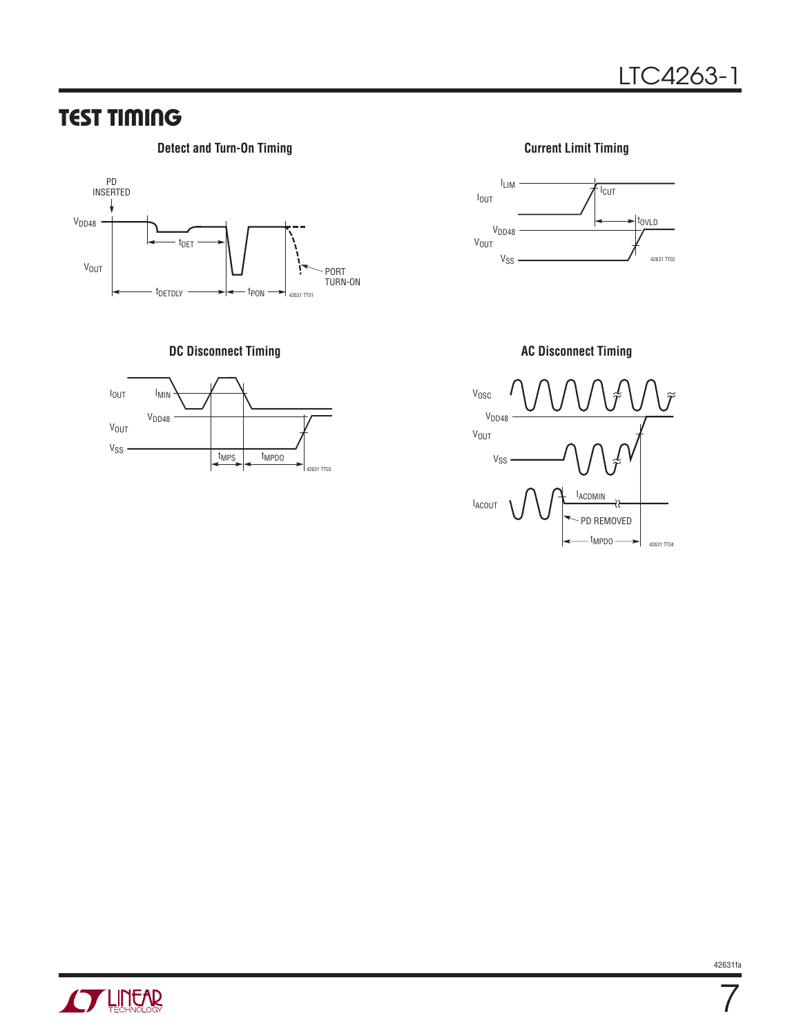## TEST TIMING

**Detect and Turn-On Timing**

**Current Limit Timing**

**DC Disconnect Timing**

**AC Disconnect Timing**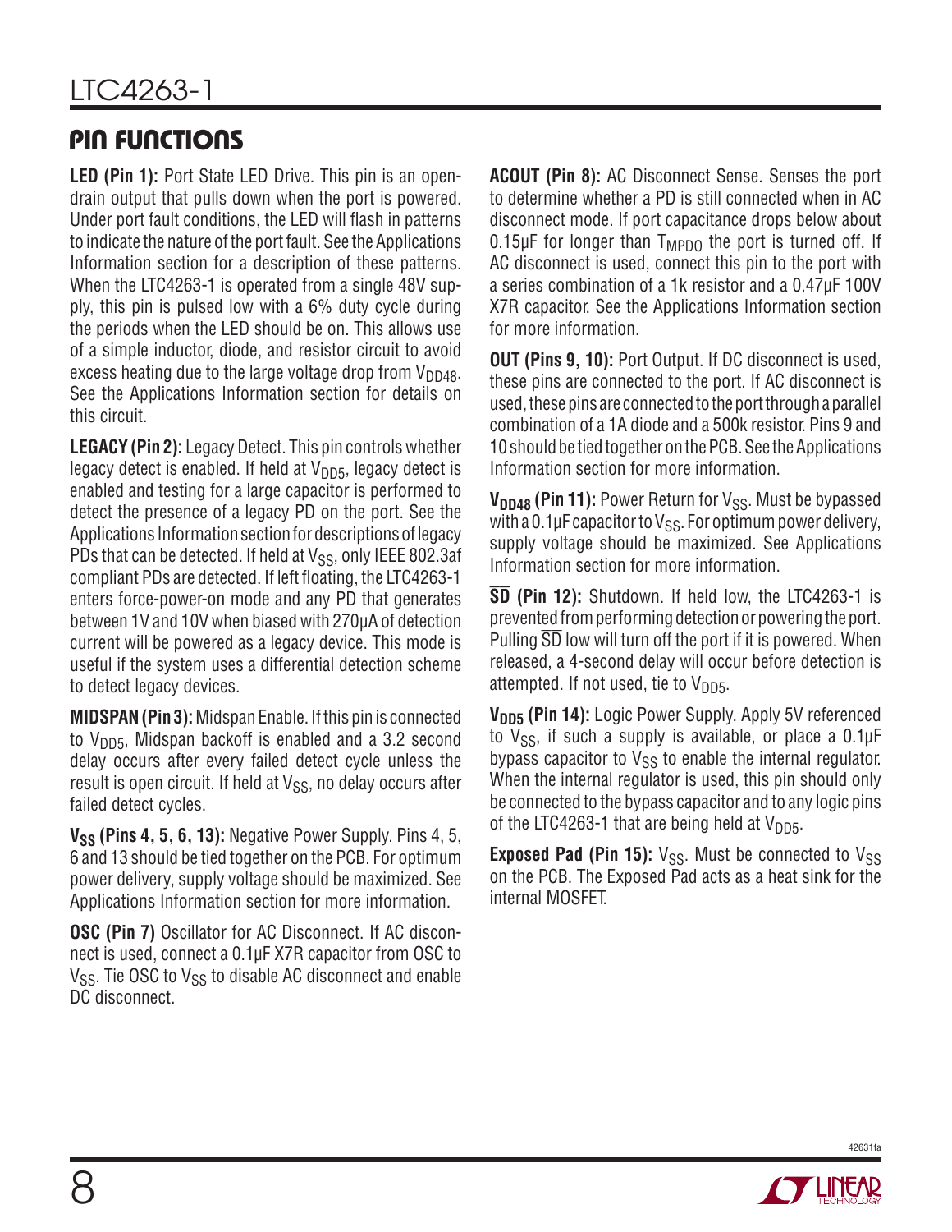## PIN FUNCTIONS

**LED (Pin 1):** Port State LED Drive. This pin is an open-drain output that pulls down when the port is powered. Under port fault conditions, the LED will flash in patterns to indicate the nature of the port fault. See the Applications Information section for a description of these patterns. When the LTC4263-1 is operated from a single 48V supply, this pin is pulsed low with a 6% duty cycle during the periods when the LED should be on. This allows use of a simple inductor, diode, and resistor circuit to avoid excess heating due to the large voltage drop from $V_{DD48}$. See the Applications Information section for details on this circuit.

**LEGACY (Pin 2):** Legacy Detect. This pin controls whether legacy detect is enabled. If held at $V_{DD5}$, legacy detect is enabled and testing for a large capacitor is performed to detect the presence of a legacy PD on the port. See the Applications Information section for descriptions of legacy PDs that can be detected. If held at $V_{SS}$, only IEEE 802.3af compliant PDs are detected. If left floating, the LTC4263-1 enters force-power-on mode and any PD that generates between 1V and 10V when biased with 270μA of detection current will be powered as a legacy device. This mode is useful if the system uses a differential detection scheme to detect legacy devices.

**MIDSPAN (Pin 3):** Midspan Enable. If this pin is connected to $V_{DD5}$, Midspan backoff is enabled and a 3.2 second delay occurs after every failed detect cycle unless the result is open circuit. If held at $V_{SS}$, no delay occurs after failed detect cycles.

**$V_{SS}$ (Pins 4, 5, 6, 13):** Negative Power Supply. Pins 4, 5, 6 and 13 should be tied together on the PCB. For optimum power delivery, supply voltage should be maximized. See Applications Information section for more information.

**OSC (Pin 7)** Oscillator for AC Disconnect. If AC disconnect is used, connect a 0.1μF X7R capacitor from OSC to $V_{SS}$. Tie OSC to $V_{SS}$ to disable AC disconnect and enable DC disconnect.

**ACOUT (Pin 8):** AC Disconnect Sense. Senses the port to determine whether a PD is still connected when in AC disconnect mode. If port capacitance drops below about 0.15μF for longer than $T_{MPDO}$ the port is turned off. If AC disconnect is used, connect this pin to the port with a series combination of a 1k resistor and a 0.47μF 100V X7R capacitor. See the Applications Information section for more information.

**OUT (Pins 9, 10):** Port Output. If DC disconnect is used, these pins are connected to the port. If AC disconnect is used, these pins are connected to the port through a parallel combination of a 1A diode and a 500k resistor. Pins 9 and 10 should be tied together on the PCB. See the Applications Information section for more information.

**$V_{DD48}$ (Pin 11):** Power Return for $V_{SS}$. Must be bypassed with a 0.1μF capacitor to $V_{SS}$. For optimum power delivery, supply voltage should be maximized. See Applications Information section for more information.

**$\overline{SD}$ (Pin 12):** Shutdown. If held low, the LTC4263-1 is prevented from performing detection or powering the port. Pulling $\overline{SD}$ low will turn off the port if it is powered. When released, a 4-second delay will occur before detection is attempted. If not used, tie to $V_{DD5}$.

**$V_{DD5}$ (Pin 14):** Logic Power Supply. Apply 5V referenced to $V_{SS}$, if such a supply is available, or place a 0.1μF bypass capacitor to $V_{SS}$ to enable the internal regulator. When the internal regulator is used, this pin should only be connected to the bypass capacitor and to any logic pins of the LTC4263-1 that are being held at $V_{DD5}$.

**Exposed Pad (Pin 15):** $V_{SS}$. Must be connected to $V_{SS}$ on the PCB. The Exposed Pad acts as a heat sink for the internal MOSFET.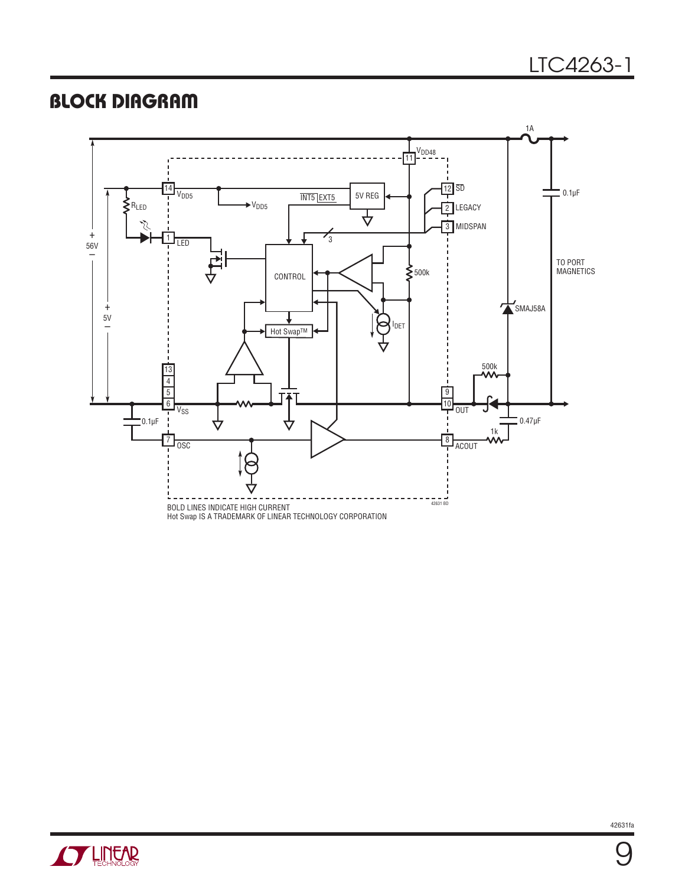## BLOCK DIAGRAM

BOLD LINES INDICATE HIGH CURRENT

Hot Swap IS A TRADEMARK OF LINEAR TECHNOLOGY CORPORATION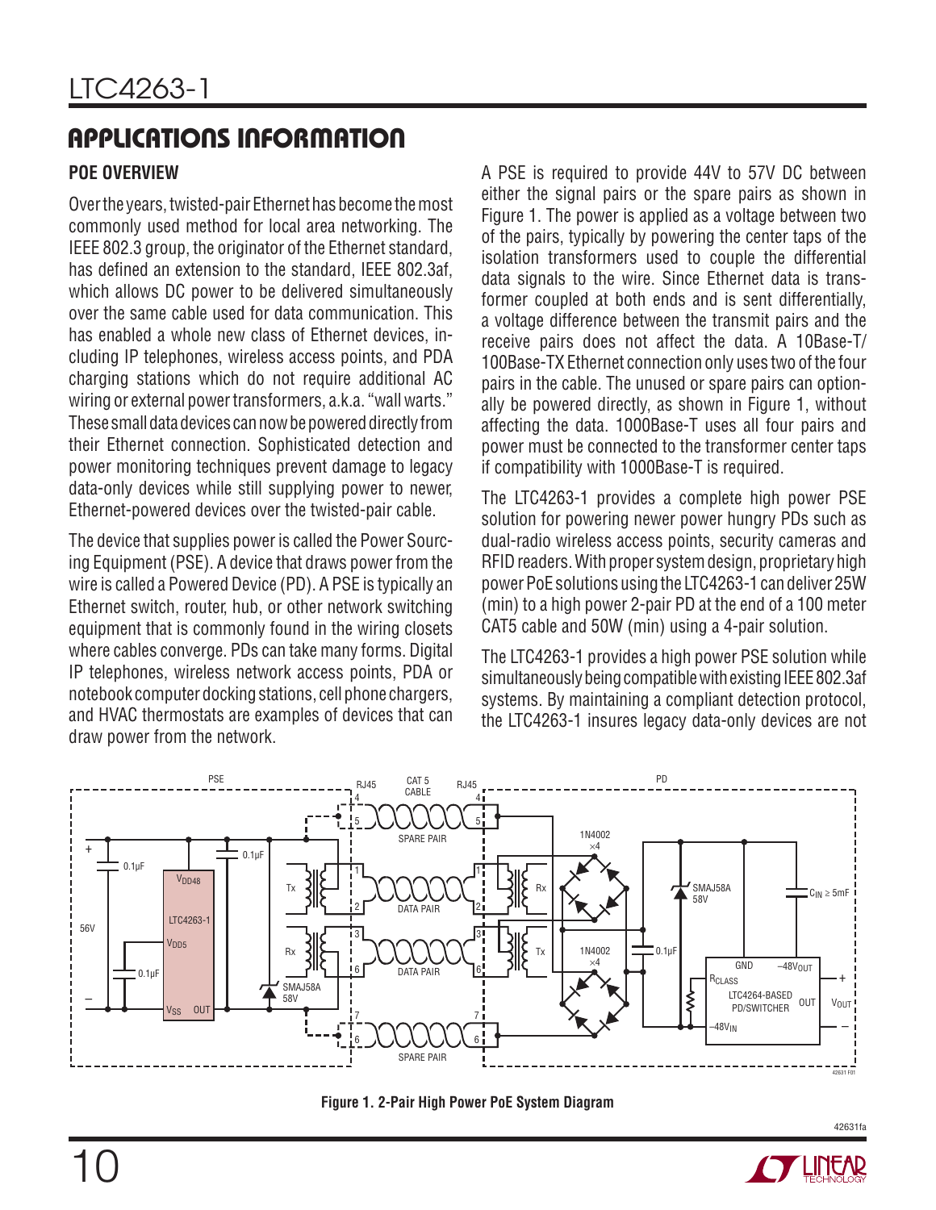## APPLICATIONS INFORMATION

### POE OVERVIEW

Over the years, twisted-pair Ethernet has become the most commonly used method for local area networking. The IEEE 802.3 group, the originator of the Ethernet standard, has defined an extension to the standard, IEEE 802.3af, which allows DC power to be delivered simultaneously over the same cable used for data communication. This has enabled a whole new class of Ethernet devices, including IP telephones, wireless access points, and PDA charging stations which do not require additional AC wiring or external power transformers, a.k.a. "wall warts." These small data devices can now be powered directly from their Ethernet connection. Sophisticated detection and power monitoring techniques prevent damage to legacy data-only devices while still supplying power to newer, Ethernet-powered devices over the twisted-pair cable.

The device that supplies power is called the Power Sourcing Equipment (PSE). A device that draws power from the wire is called a Powered Device (PD). A PSE is typically an Ethernet switch, router, hub, or other network switching equipment that is commonly found in the wiring closets where cables converge. PDs can take many forms. Digital IP telephones, wireless network access points, PDA or notebook computer docking stations, cell phone chargers, and HVAC thermostats are examples of devices that can draw power from the network.

A PSE is required to provide 44V to 57V DC between either the signal pairs or the spare pairs as shown in Figure 1. The power is applied as a voltage between two of the pairs, typically by powering the center taps of the isolation transformers used to couple the differential data signals to the wire. Since Ethernet data is transformer coupled at both ends and is sent differentially, a voltage difference between the transmit pairs and the receive pairs does not affect the data. A 10Base-T/100Base-TX Ethernet connection only uses two of the four pairs in the cable. The unused or spare pairs can optionally be powered directly, as shown in Figure 1, without affecting the data. 1000Base-T uses all four pairs and power must be connected to the transformer center taps if compatibility with 1000Base-T is required.

The LTC4263-1 provides a complete high power PSE solution for powering newer power hungry PDs such as dual-radio wireless access points, security cameras and RFID readers. With proper system design, proprietary high power PoE solutions using the LTC4263-1 can deliver 25W (min) to a high power 2-pair PD at the end of a 100 meter CAT5 cable and 50W (min) using a 4-pair solution.

The LTC4263-1 provides a high power PSE solution while simultaneously being compatible with existing IEEE 802.3af systems. By maintaining a compliant detection protocol, the LTC4263-1 insures legacy data-only devices are not

**Figure 1. 2-Pair High Power PoE System Diagram**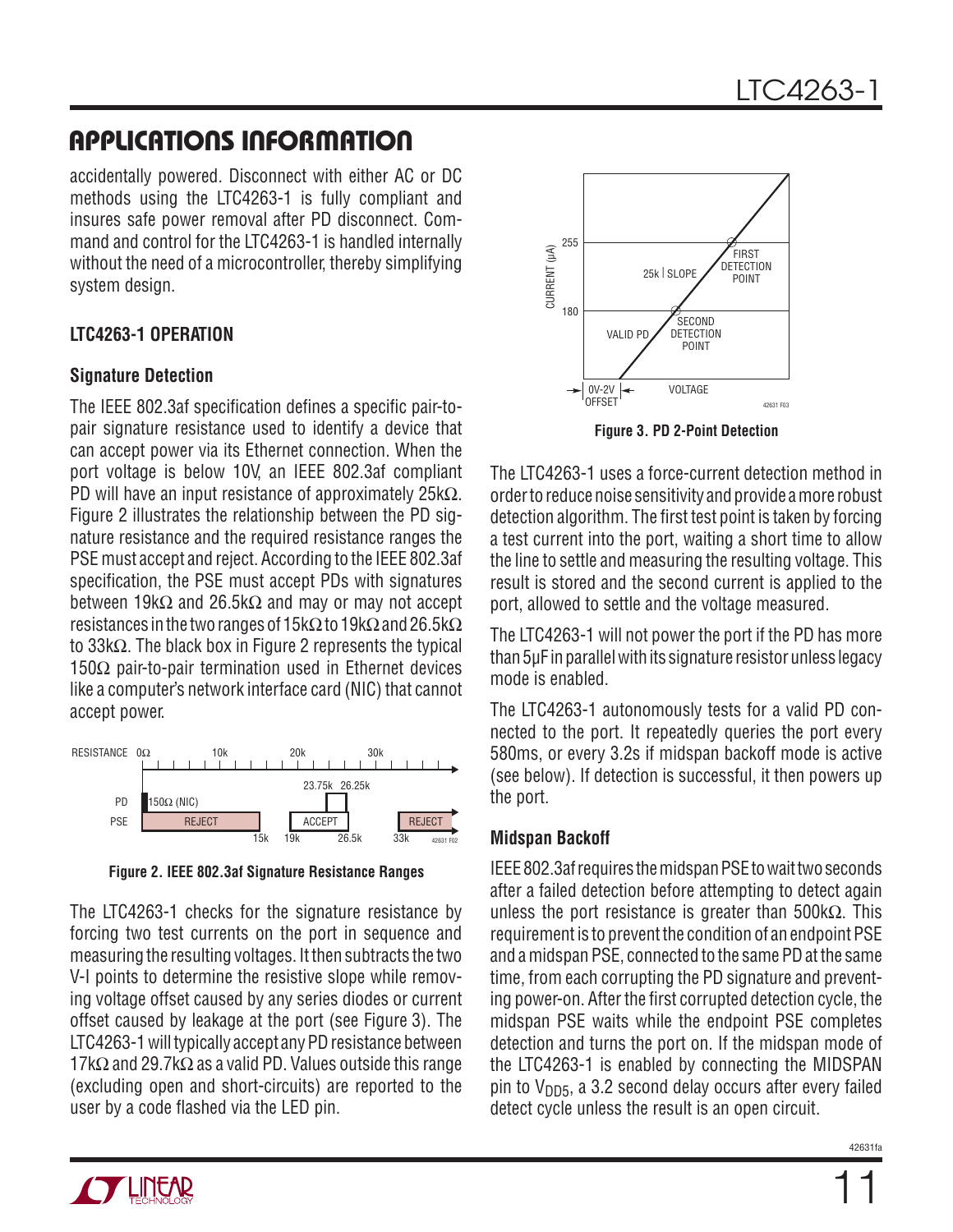## APPLICATIONS INFORMATION

accidentally powered. Disconnect with either AC or DC methods using the LTC4263-1 is fully compliant and insures safe power removal after PD disconnect. Command and control for the LTC4263-1 is handled internally without the need of a microcontroller, thereby simplifying system design.

### LTC4263-1 OPERATION

### Signature Detection

The IEEE 802.3af specification defines a specific pair-to-pair signature resistance used to identify a device that can accept power via its Ethernet connection. When the port voltage is below 10V, an IEEE 802.3af compliant PD will have an input resistance of approximately 25kΩ. Figure 2 illustrates the relationship between the PD signature resistance and the required resistance ranges the PSE must accept and reject. According to the IEEE 802.3af specification, the PSE must accept PDs with signatures between 19kΩ and 26.5kΩ and may or may not accept resistances in the two ranges of 15kΩ to 19kΩ and 26.5kΩ to 33kΩ. The black box in Figure 2 represents the typical 150Ω pair-to-pair termination used in Ethernet devices like a computer's network interface card (NIC) that cannot accept power.

**Figure 2. IEEE 802.3af Signature Resistance Ranges**

The LTC4263-1 checks for the signature resistance by forcing two test currents on the port in sequence and measuring the resulting voltages. It then subtracts the two V-I points to determine the resistive slope while removing voltage offset caused by any series diodes or current offset caused by leakage at the port (see Figure 3). The LTC4263-1 will typically accept any PD resistance between 17kΩ and 29.7kΩ as a valid PD. Values outside this range (excluding open and short-circuits) are reported to the user by a code flashed via the LED pin.

**Figure 3. PD 2-Point Detection**

The LTC4263-1 uses a force-current detection method in order to reduce noise sensitivity and provide a more robust detection algorithm. The first test point is taken by forcing a test current into the port, waiting a short time to allow the line to settle and measuring the resulting voltage. This result is stored and the second current is applied to the port, allowed to settle and the voltage measured.

The LTC4263-1 will not power the port if the PD has more than 5µF in parallel with its signature resistor unless legacy mode is enabled.

The LTC4263-1 autonomously tests for a valid PD connected to the port. It repeatedly queries the port every 580ms, or every 3.2s if midspan backoff mode is active (see below). If detection is successful, it then powers up the port.

### Midspan Backoff

IEEE 802.3af requires the midspan PSE to wait two seconds after a failed detection before attempting to detect again unless the port resistance is greater than 500kΩ. This requirement is to prevent the condition of an endpoint PSE and a midspan PSE, connected to the same PD at the same time, from each corrupting the PD signature and preventing power-on. After the first corrupted detection cycle, the midspan PSE waits while the endpoint PSE completes detection and turns the port on. If the midspan mode of the LTC4263-1 is enabled by connecting the MIDSPAN pin to $V_{DD5}$, a 3.2 second delay occurs after every failed detect cycle unless the result is an open circuit.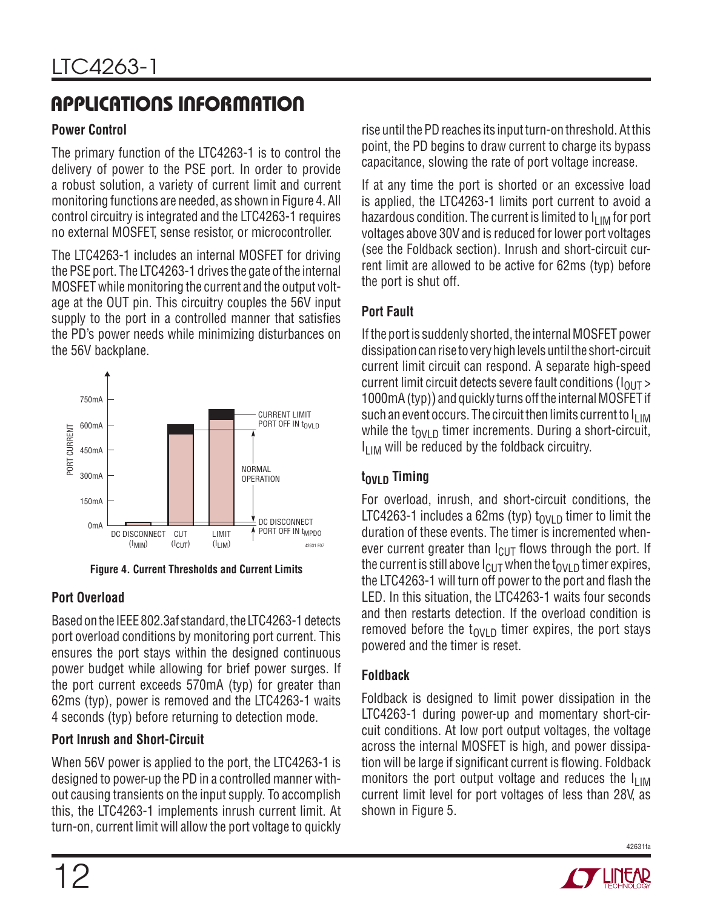## APPLICATIONS INFORMATION

### Power Control

The primary function of the LTC4263-1 is to control the delivery of power to the PSE port. In order to provide a robust solution, a variety of current limit and current monitoring functions are needed, as shown in Figure 4. All control circuitry is integrated and the LTC4263-1 requires no external MOSFET, sense resistor, or microcontroller.

The LTC4263-1 includes an internal MOSFET for driving the PSE port. The LTC4263-1 drives the gate of the internal MOSFET while monitoring the current and the output voltage at the OUT pin. This circuitry couples the 56V input supply to the port in a controlled manner that satisfies the PD's power needs while minimizing disturbances on the 56V backplane.

Figure 4. Current Thresholds and Current Limits

### Port Overload

Based on the IEEE 802.3af standard, the LTC4263-1 detects port overload conditions by monitoring port current. This ensures the port stays within the designed continuous power budget while allowing for brief power surges. If the port current exceeds 570mA (typ) for greater than 62ms (typ), power is removed and the LTC4263-1 waits 4 seconds (typ) before returning to detection mode.

### Port Inrush and Short-Circuit

When 56V power is applied to the port, the LTC4263-1 is designed to power-up the PD in a controlled manner without causing transients on the input supply. To accomplish this, the LTC4263-1 implements inrush current limit. At turn-on, current limit will allow the port voltage to quickly rise until the PD reaches its input turn-on threshold. At this point, the PD begins to draw current to charge its bypass capacitance, slowing the rate of port voltage increase.

If at any time the port is shorted or an excessive load is applied, the LTC4263-1 limits port current to avoid a hazardous condition. The current is limited to $I_{LIM}$ for port voltages above 30V and is reduced for lower port voltages (see the Foldback section). Inrush and short-circuit current limit are allowed to be active for 62ms (typ) before the port is shut off.

### Port Fault

If the port is suddenly shorted, the internal MOSFET power dissipation can rise to very high levels until the short-circuit current limit circuit can respond. A separate high-speed current limit circuit detects severe fault conditions ($I_{OUT}$ > 1000mA (typ)) and quickly turns off the internal MOSFET if such an event occurs. The circuit then limits current to $I_{LIM}$ while the $t_{OVLD}$ timer increments. During a short-circuit, $I_{LIM}$ will be reduced by the foldback circuitry.

### $t_{OVLD}$ Timing

For overload, inrush, and short-circuit conditions, the LTC4263-1 includes a 62ms (typ) $t_{OVLD}$ timer to limit the duration of these events. The timer is incremented whenever current greater than $I_{CUT}$ flows through the port. If the current is still above $I_{CUT}$ when the $t_{OVLD}$ timer expires, the LTC4263-1 will turn off power to the port and flash the LED. In this situation, the LTC4263-1 waits four seconds and then restarts detection. If the overload condition is removed before the $t_{OVLD}$ timer expires, the port stays powered and the timer is reset.

### Foldback

Foldback is designed to limit power dissipation in the LTC4263-1 during power-up and momentary short-circuit conditions. At low port output voltages, the voltage across the internal MOSFET is high, and power dissipation will be large if significant current is flowing. Foldback monitors the port output voltage and reduces the $I_{LIM}$ current limit level for port voltages of less than 28V, as shown in Figure 5.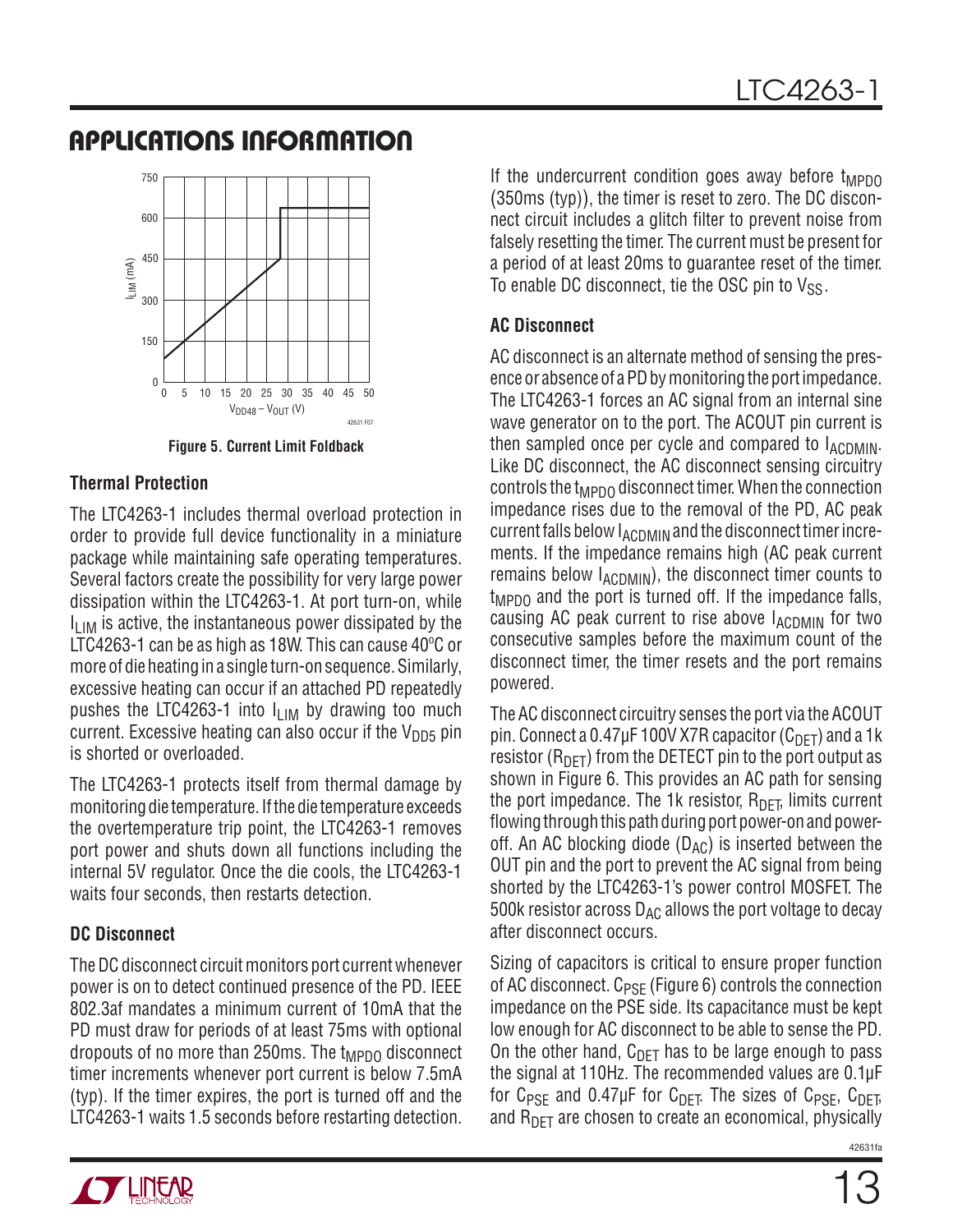## APPLICATIONS INFORMATION

Figure 5. Current Limit Foldback

### Thermal Protection

The LTC4263-1 includes thermal overload protection in order to provide full device functionality in a miniature package while maintaining safe operating temperatures. Several factors create the possibility for very large power dissipation within the LTC4263-1. At port turn-on, while $I_{LIM}$ is active, the instantaneous power dissipated by the LTC4263-1 can be as high as 18W. This can cause 40ºC or more of die heating in a single turn-on sequence. Similarly, excessive heating can occur if an attached PD repeatedly pushes the LTC4263-1 into $I_{LIM}$ by drawing too much current. Excessive heating can also occur if the $V_{DD5}$ pin is shorted or overloaded.

The LTC4263-1 protects itself from thermal damage by monitoring die temperature. If the die temperature exceeds the overtemperature trip point, the LTC4263-1 removes port power and shuts down all functions including the internal 5V regulator. Once the die cools, the LTC4263-1 waits four seconds, then restarts detection.

### DC Disconnect

The DC disconnect circuit monitors port current whenever power is on to detect continued presence of the PD. IEEE 802.3af mandates a minimum current of 10mA that the PD must draw for periods of at least 75ms with optional dropouts of no more than 250ms. The $t_{MPDO}$ disconnect timer increments whenever port current is below 7.5mA (typ). If the timer expires, the port is turned off and the LTC4263-1 waits 1.5 seconds before restarting detection.

If the undercurrent condition goes away before $t_{MPDO}$ (350ms (typ)), the timer is reset to zero. The DC disconnect circuit includes a glitch filter to prevent noise from falsely resetting the timer. The current must be present for a period of at least 20ms to guarantee reset of the timer. To enable DC disconnect, tie the OSC pin to $V_{SS}$.

### AC Disconnect

AC disconnect is an alternate method of sensing the presence or absence of a PD by monitoring the port impedance. The LTC4263-1 forces an AC signal from an internal sine wave generator on to the port. The ACOUT pin current is then sampled once per cycle and compared to $I_{ACDMIN}$. Like DC disconnect, the AC disconnect sensing circuitry controls the $t_{MPDO}$ disconnect timer. When the connection impedance rises due to the removal of the PD, AC peak current falls below $I_{ACDMIN}$ and the disconnect timer increments. If the impedance remains high (AC peak current remains below $I_{ACDMIN}$), the disconnect timer counts to $t_{MPDO}$ and the port is turned off. If the impedance falls, causing AC peak current to rise above $I_{ACDMIN}$ for two consecutive samples before the maximum count of the disconnect timer, the timer resets and the port remains powered.

The AC disconnect circuitry senses the port via the ACOUT pin. Connect a 0.47µF 100V X7R capacitor ($C_{DET}$) and a 1k resistor ($R_{DET}$) from the DETECT pin to the port output as shown in Figure 6. This provides an AC path for sensing the port impedance. The 1k resistor, $R_{DET}$, limits current flowing through this path during port power-on and power-off. An AC blocking diode ($D_{AC}$) is inserted between the OUT pin and the port to prevent the AC signal from being shorted by the LTC4263-1's power control MOSFET. The 500k resistor across $D_{AC}$ allows the port voltage to decay after disconnect occurs.

Sizing of capacitors is critical to ensure proper function of AC disconnect. $C_{PSE}$ (Figure 6) controls the connection impedance on the PSE side. Its capacitance must be kept low enough for AC disconnect to be able to sense the PD. On the other hand, $C_{DET}$ has to be large enough to pass the signal at 110Hz. The recommended values are 0.1µF for $C_{PSE}$ and 0.47µF for $C_{DET}$. The sizes of $C_{PSE}$, $C_{DET}$, and $R_{DET}$ are chosen to create an economical, physically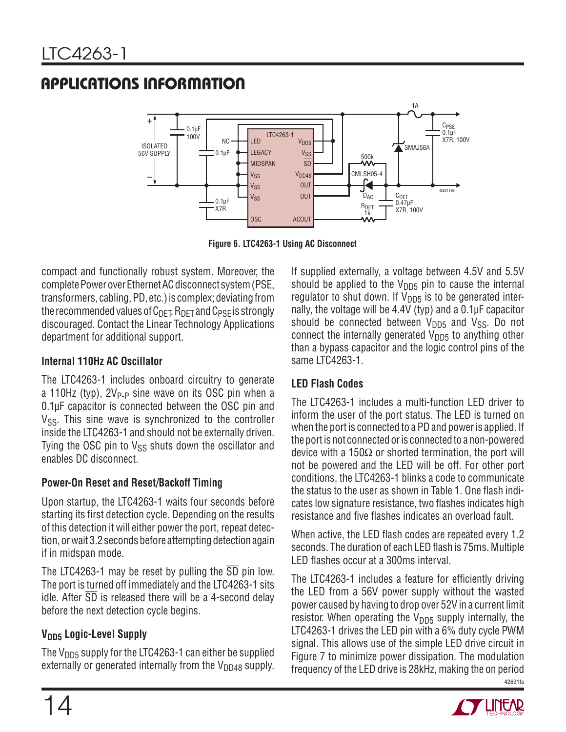## APPLICATIONS INFORMATION

Figure 6. LTC4263-1 Using AC Disconnect

compact and functionally robust system. Moreover, the complete Power over Ethernet AC disconnect system (PSE, transformers, cabling, PD, etc.) is complex; deviating from the recommended values of $C_{DET}$, $R_{DET}$ and $C_{PSE}$ is strongly discouraged. Contact the Linear Technology Applications department for additional support.

### Internal 110Hz AC Oscillator

The LTC4263-1 includes onboard circuitry to generate a 110Hz (typ), $2V_{P-P}$ sine wave on its OSC pin when a 0.1µF capacitor is connected between the OSC pin and $V_{SS}$. This sine wave is synchronized to the controller inside the LTC4263-1 and should not be externally driven. Tying the OSC pin to $V_{SS}$ shuts down the oscillator and enables DC disconnect.

### Power-On Reset and Reset/Backoff Timing

Upon startup, the LTC4263-1 waits four seconds before starting its first detection cycle. Depending on the results of this detection it will either power the port, repeat detection, or wait 3.2 seconds before attempting detection again if in midspan mode.

The LTC4263-1 may be reset by pulling the $\overline{SD}$ pin low. The port is turned off immediately and the LTC4263-1 sits idle. After $\overline{SD}$ is released there will be a 4-second delay before the next detection cycle begins.

### $V_{DD5}$ Logic-Level Supply

The $V_{DD5}$ supply for the LTC4263-1 can either be supplied externally or generated internally from the $V_{DD48}$ supply. If supplied externally, a voltage between 4.5V and 5.5V should be applied to the $V_{DD5}$ pin to cause the internal regulator to shut down. If $V_{DD5}$ is to be generated internally, the voltage will be 4.4V (typ) and a 0.1µF capacitor should be connected between $V_{DD5}$ and $V_{SS}$. Do not connect the internally generated $V_{DD5}$ to anything other than a bypass capacitor and the logic control pins of the same LTC4263-1.

### LED Flash Codes

The LTC4263-1 includes a multi-function LED driver to inform the user of the port status. The LED is turned on when the port is connected to a PD and power is applied. If the port is not connected or is connected to a non-powered device with a 150Ω or shorted termination, the port will not be powered and the LED will be off. For other port conditions, the LTC4263-1 blinks a code to communicate the status to the user as shown in Table 1. One flash indicates low signature resistance, two flashes indicates high resistance and five flashes indicates an overload fault.

When active, the LED flash codes are repeated every 1.2 seconds. The duration of each LED flash is 75ms. Multiple LED flashes occur at a 300ms interval.

The LTC4263-1 includes a feature for efficiently driving the LED from a 56V power supply without the wasted power caused by having to drop over 52V in a current limit resistor. When operating the $V_{DD5}$ supply internally, the LTC4263-1 drives the LED pin with a 6% duty cycle PWM signal. This allows use of the simple LED drive circuit in Figure 7 to minimize power dissipation. The modulation frequency of the LED drive is 28kHz, making the on period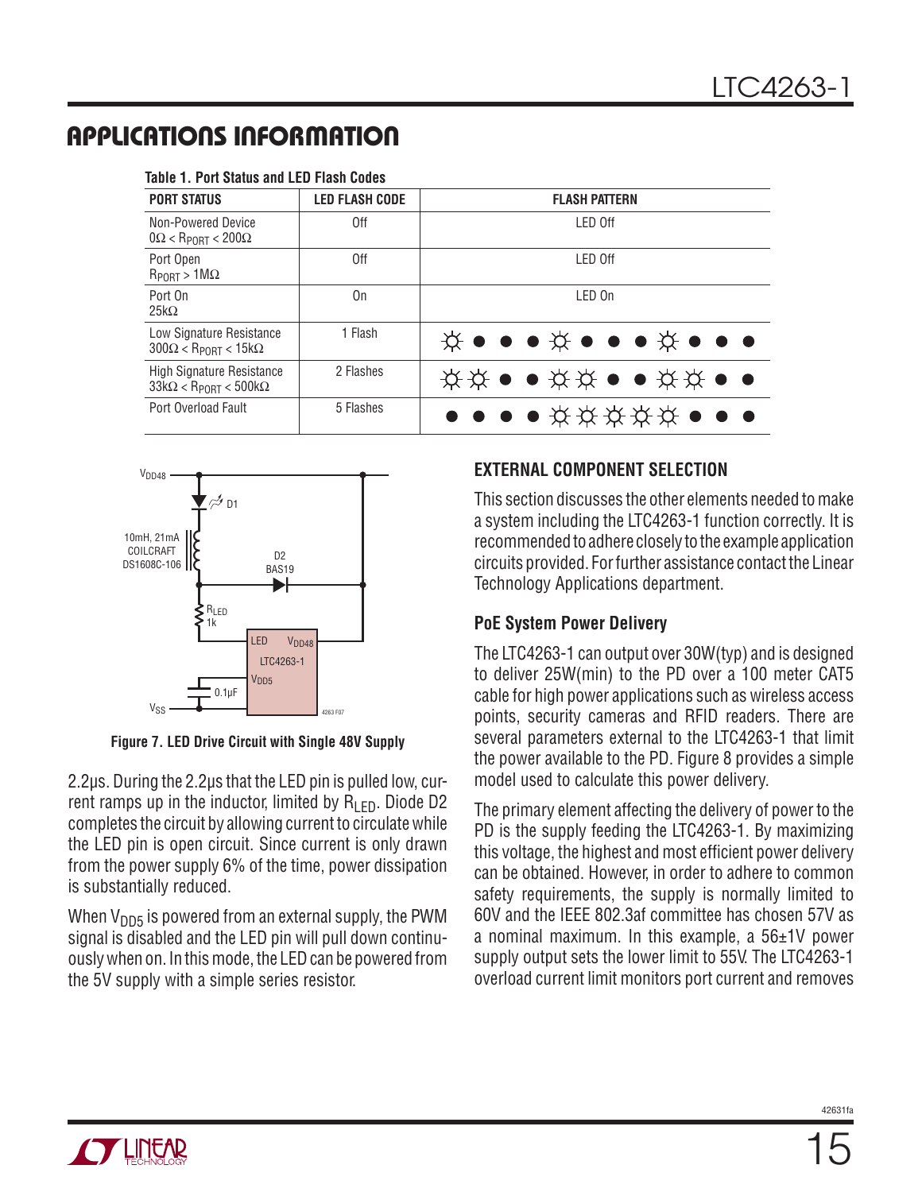## APPLICATIONS INFORMATION

**Table 1. Port Status and LED Flash Codes**

| PORT STATUS | LED FLASH CODE | FLASH PATTERN |
|---|---|---|
| Non-Powered Device $0\Omega < R_{PORT} < 200\Omega$ | Off | LED Off |
| Port Open $R_{PORT} > 1M\Omega$ | Off | LED Off |
| Port On $25k\Omega$ | On | LED On |
| Low Signature Resistance $300\Omega < R_{PORT} < 15k\Omega$ | 1 Flash | ☼ ● ● ● ☼ ● ● ● ☼ ● ● ● |
| High Signature Resistance $33k\Omega < R_{PORT} < 500k\Omega$ | 2 Flashes | ☼ ☼ ● ● ☼ ☼ ● ● ☼ ☼ ● ● |
| Port Overload Fault | 5 Flashes | ● ● ● ● ☼ ☼ ☼ ☼ ☼ ● ● ● |

**Figure 7. LED Drive Circuit with Single 48V Supply**

2.2µs. During the 2.2µs that the LED pin is pulled low, current ramps up in the inductor, limited by $R_{LED}$. Diode D2 completes the circuit by allowing current to circulate while the LED pin is open circuit. Since current is only drawn from the power supply 6% of the time, power dissipation is substantially reduced.

When $V_{DD5}$ is powered from an external supply, the PWM signal is disabled and the LED pin will pull down continuously when on. In this mode, the LED can be powered from the 5V supply with a simple series resistor.

### EXTERNAL COMPONENT SELECTION

This section discusses the other elements needed to make a system including the LTC4263-1 function correctly. It is recommended to adhere closely to the example application circuits provided. For further assistance contact the Linear Technology Applications department.

#### PoE System Power Delivery

The LTC4263-1 can output over 30W(typ) and is designed to deliver 25W(min) to the PD over a 100 meter CAT5 cable for high power applications such as wireless access points, security cameras and RFID readers. There are several parameters external to the LTC4263-1 that limit the power available to the PD. Figure 8 provides a simple model used to calculate this power delivery.

The primary element affecting the delivery of power to the PD is the supply feeding the LTC4263-1. By maximizing this voltage, the highest and most efficient power delivery can be obtained. However, in order to adhere to common safety requirements, the supply is normally limited to 60V and the IEEE 802.3af committee has chosen 57V as a nominal maximum. In this example, a 56±1V power supply output sets the lower limit to 55V. The LTC4263-1 overload current limit monitors port current and removes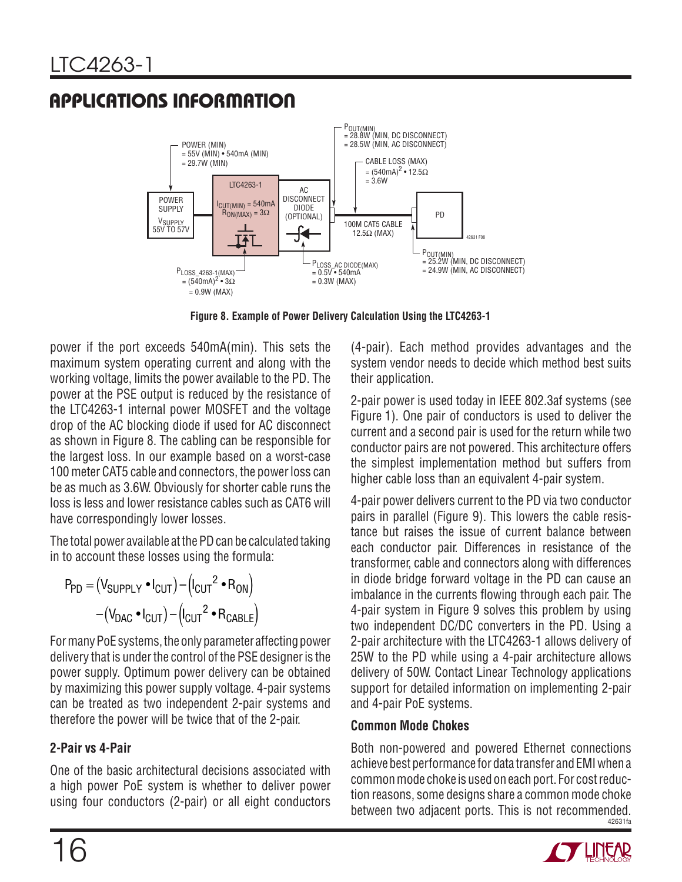## APPLICATIONS INFORMATION

Figure 8. Example of Power Delivery Calculation Using the LTC4263-1

power if the port exceeds 540mA(min). This sets the maximum system operating current and along with the working voltage, limits the power available to the PD. The power at the PSE output is reduced by the resistance of the LTC4263-1 internal power MOSFET and the voltage drop of the AC blocking diode if used for AC disconnect as shown in Figure 8. The cabling can be responsible for the largest loss. In our example based on a worst-case 100 meter CAT5 cable and connectors, the power loss can be as much as 3.6W. Obviously for shorter cable runs the loss is less and lower resistance cables such as CAT6 will have correspondingly lower losses.

The total power available at the PD can be calculated taking in to account these losses using the formula:

$$P_{PD} = (V_{SUPPLY} \bullet I_{CUT}) - (I_{CUT}^2 \bullet R_{ON}) - (V_{DAC} \bullet I_{CUT}) - (I_{CUT}^2 \bullet R_{CABLE})$$

For many PoE systems, the only parameter affecting power delivery that is under the control of the PSE designer is the power supply. Optimum power delivery can be obtained by maximizing this power supply voltage. 4-pair systems can be treated as two independent 2-pair systems and therefore the power will be twice that of the 2-pair.

### 2-Pair vs 4-Pair

One of the basic architectural decisions associated with a high power PoE system is whether to deliver power using four conductors (2-pair) or all eight conductors (4-pair). Each method provides advantages and the system vendor needs to decide which method best suits their application.

2-pair power is used today in IEEE 802.3af systems (see Figure 1). One pair of conductors is used to deliver the current and a second pair is used for the return while two conductor pairs are not powered. This architecture offers the simplest implementation method but suffers from higher cable loss than an equivalent 4-pair system.

4-pair power delivers current to the PD via two conductor pairs in parallel (Figure 9). This lowers the cable resistance but raises the issue of current balance between each conductor pair. Differences in resistance of the transformer, cable and connectors along with differences in diode bridge forward voltage in the PD can cause an imbalance in the currents flowing through each pair. The 4-pair system in Figure 9 solves this problem by using two independent DC/DC converters in the PD. Using a 2-pair architecture with the LTC4263-1 allows delivery of 25W to the PD while using a 4-pair architecture allows delivery of 50W. Contact Linear Technology applications support for detailed information on implementing 2-pair and 4-pair PoE systems.

### Common Mode Chokes

Both non-powered and powered Ethernet connections achieve best performance for data transfer and EMI when a common mode choke is used on each port. For cost reduction reasons, some designs share a common mode choke between two adjacent ports. This is not recommended.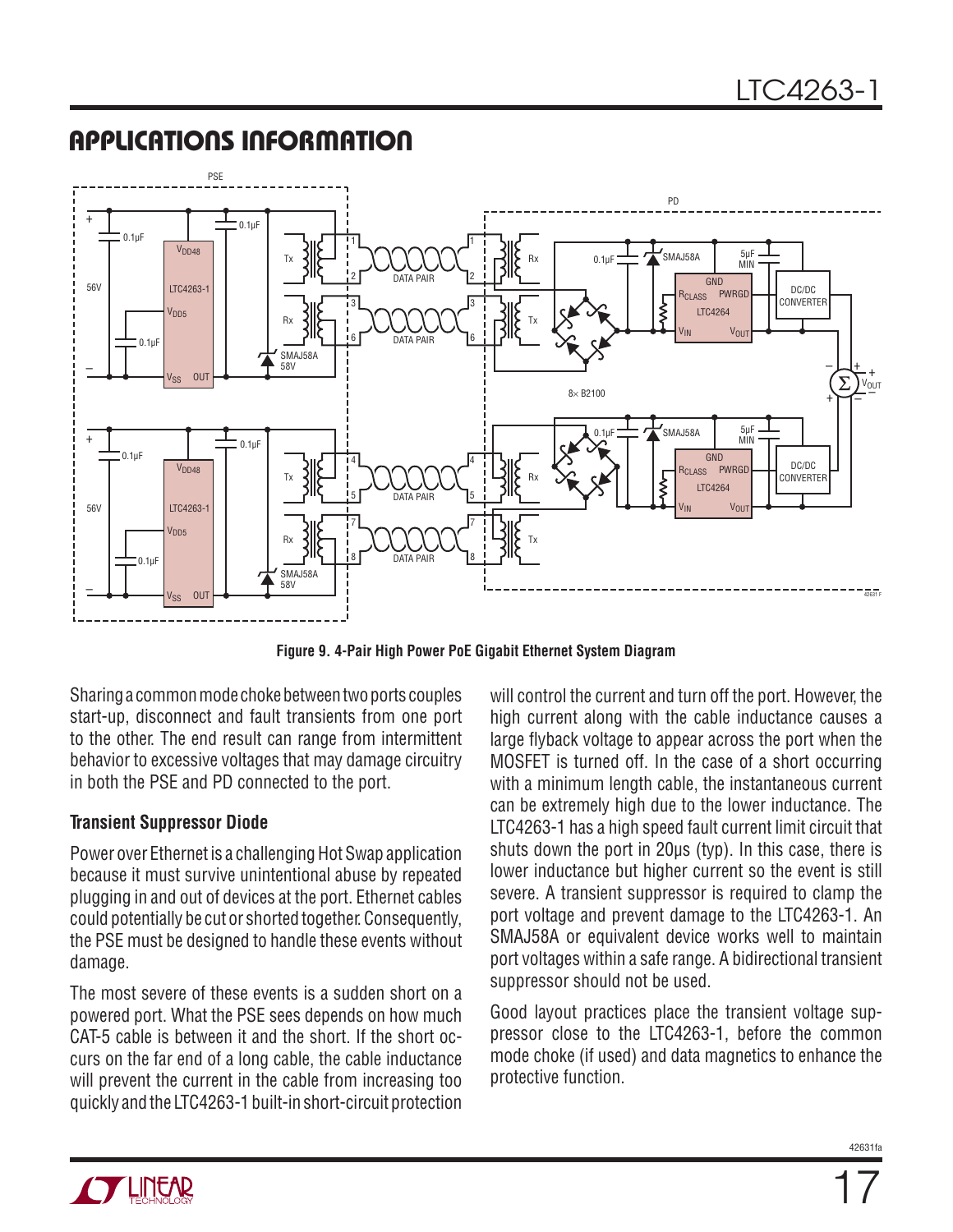## APPLICATIONS INFORMATION

**Figure 9. 4-Pair High Power PoE Gigabit Ethernet System Diagram**

Sharing a common mode choke between two ports couples start-up, disconnect and fault transients from one port to the other. The end result can range from intermittent behavior to excessive voltages that may damage circuitry in both the PSE and PD connected to the port.

### Transient Suppressor Diode

Power over Ethernet is a challenging Hot Swap application because it must survive unintentional abuse by repeated plugging in and out of devices at the port. Ethernet cables could potentially be cut or shorted together. Consequently, the PSE must be designed to handle these events without damage.

The most severe of these events is a sudden short on a powered port. What the PSE sees depends on how much CAT-5 cable is between it and the short. If the short occurs on the far end of a long cable, the cable inductance will prevent the current in the cable from increasing too quickly and the LTC4263-1 built-in short-circuit protection will control the current and turn off the port. However, the high current along with the cable inductance causes a large flyback voltage to appear across the port when the MOSFET is turned off. In the case of a short occurring with a minimum length cable, the instantaneous current can be extremely high due to the lower inductance. The LTC4263-1 has a high speed fault current limit circuit that shuts down the port in 20µs (typ). In this case, there is lower inductance but higher current so the event is still severe. A transient suppressor is required to clamp the port voltage and prevent damage to the LTC4263-1. An SMAJ58A or equivalent device works well to maintain port voltages within a safe range. A bidirectional transient suppressor should not be used.

Good layout practices place the transient voltage suppressor close to the LTC4263-1, before the common mode choke (if used) and data magnetics to enhance the protective function.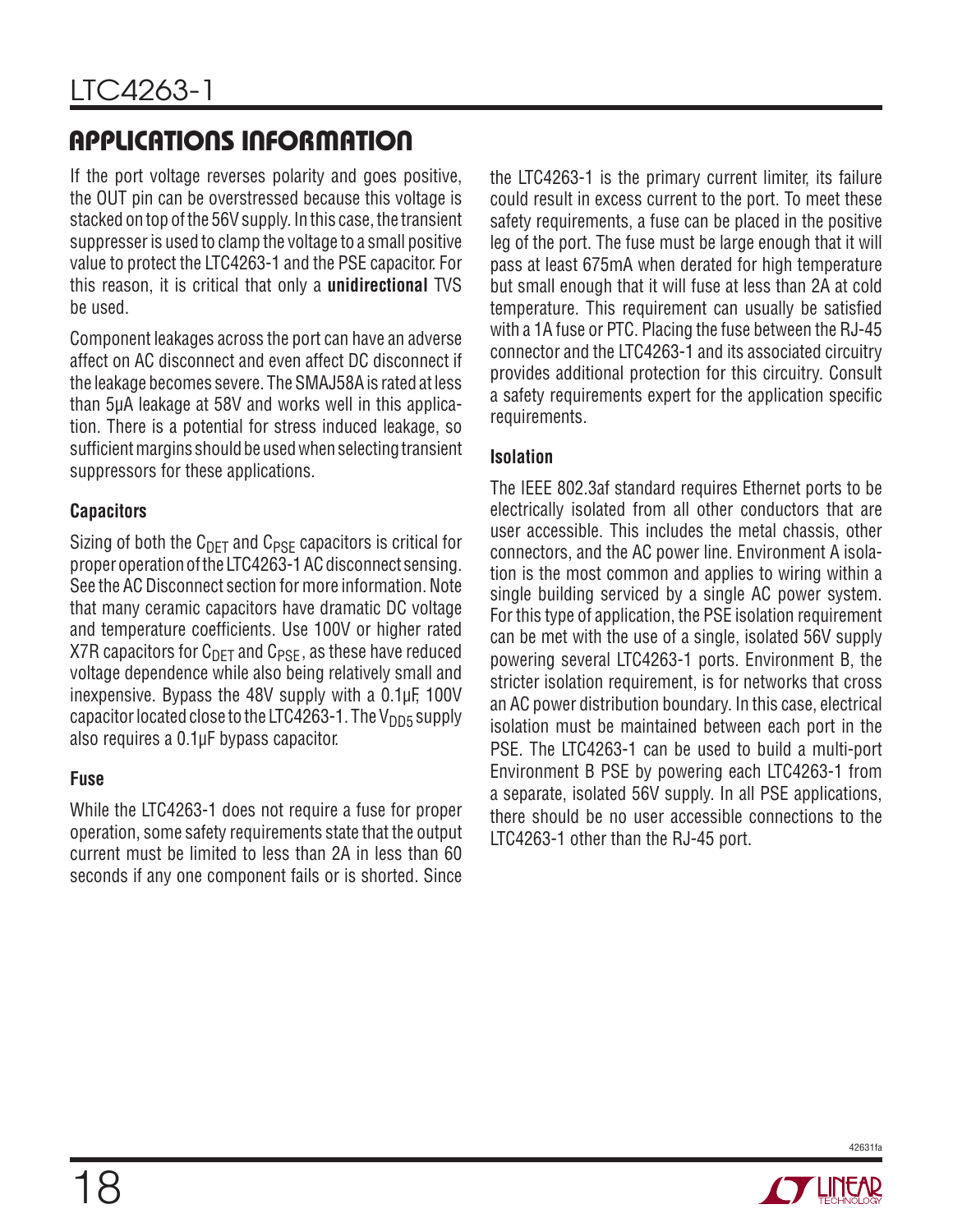## APPLICATIONS INFORMATION

If the port voltage reverses polarity and goes positive, the OUT pin can be overstressed because this voltage is stacked on top of the 56V supply. In this case, the transient suppresser is used to clamp the voltage to a small positive value to protect the LTC4263-1 and the PSE capacitor. For this reason, it is critical that only a **unidirectional** TVS be used.

Component leakages across the port can have an adverse affect on AC disconnect and even affect DC disconnect if the leakage becomes severe. The SMAJ58A is rated at less than 5µA leakage at 58V and works well in this application. There is a potential for stress induced leakage, so sufficient margins should be used when selecting transient suppressors for these applications.

### Capacitors

Sizing of both the $C_{DET}$ and $C_{PSE}$ capacitors is critical for proper operation of the LTC4263-1 AC disconnect sensing. See the AC Disconnect section for more information. Note that many ceramic capacitors have dramatic DC voltage and temperature coefficients. Use 100V or higher rated X7R capacitors for $C_{DET}$ and $C_{PSE}$, as these have reduced voltage dependence while also being relatively small and inexpensive. Bypass the 48V supply with a 0.1µF, 100V capacitor located close to the LTC4263-1. The $V_{DD5}$ supply also requires a 0.1µF bypass capacitor.

### Fuse

While the LTC4263-1 does not require a fuse for proper operation, some safety requirements state that the output current must be limited to less than 2A in less than 60 seconds if any one component fails or is shorted. Since the LTC4263-1 is the primary current limiter, its failure could result in excess current to the port. To meet these safety requirements, a fuse can be placed in the positive leg of the port. The fuse must be large enough that it will pass at least 675mA when derated for high temperature but small enough that it will fuse at less than 2A at cold temperature. This requirement can usually be satisfied with a 1A fuse or PTC. Placing the fuse between the RJ-45 connector and the LTC4263-1 and its associated circuitry provides additional protection for this circuitry. Consult a safety requirements expert for the application specific requirements.

### Isolation

The IEEE 802.3af standard requires Ethernet ports to be electrically isolated from all other conductors that are user accessible. This includes the metal chassis, other connectors, and the AC power line. Environment A isolation is the most common and applies to wiring within a single building serviced by a single AC power system. For this type of application, the PSE isolation requirement can be met with the use of a single, isolated 56V supply powering several LTC4263-1 ports. Environment B, the stricter isolation requirement, is for networks that cross an AC power distribution boundary. In this case, electrical isolation must be maintained between each port in the PSE. The LTC4263-1 can be used to build a multi-port Environment B PSE by powering each LTC4263-1 from a separate, isolated 56V supply. In all PSE applications, there should be no user accessible connections to the LTC4263-1 other than the RJ-45 port.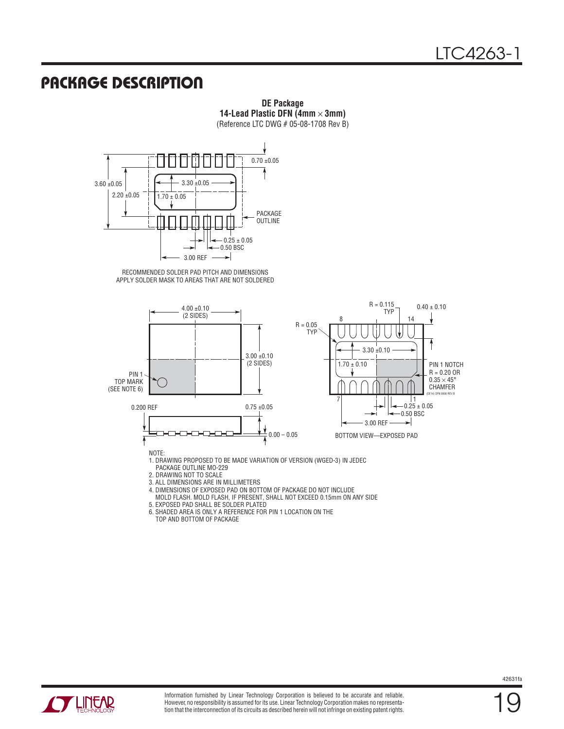## PACKAGE DESCRIPTION

**DE Package**
**14-Lead Plastic DFN (4mm × 3mm)**
(Reference LTC DWG # 05-08-1708 Rev B)

0.70 ±0.05

3.60 ±0.05

2.20 ±0.05

3.30 ±0.05

1.70 ± 0.05

PACKAGE OUTLINE

0.25 ± 0.05

0.50 BSC

3.00 REF

RECOMMENDED SOLDER PAD PITCH AND DIMENSIONS
APPLY SOLDER MASK TO AREAS THAT ARE NOT SOLDERED

4.00 ±0.10 (2 SIDES)

3.00 ±0.10 (2 SIDES)

PIN 1 TOP MARK (SEE NOTE 6)

0.200 REF

0.75 ±0.05

0.00 – 0.05

R = 0.115 TYP

0.40 ± 0.10

R = 0.05 TYP

8

14

3.30 ±0.10

1.70 ± 0.10

PIN 1 NOTCH R = 0.20 OR 0.35 × 45° CHAMFER

(DE14) DFN 0806 REV B

7

1

0.25 ± 0.05

0.50 BSC

3.00 REF

BOTTOM VIEW—EXPOSED PAD

NOTE:
1. DRAWING PROPOSED TO BE MADE VARIATION OF VERSION (WGED-3) IN JEDEC PACKAGE OUTLINE MO-229
2. DRAWING NOT TO SCALE
3. ALL DIMENSIONS ARE IN MILLIMETERS
4. DIMENSIONS OF EXPOSED PAD ON BOTTOM OF PACKAGE DO NOT INCLUDE MOLD FLASH. MOLD FLASH, IF PRESENT, SHALL NOT EXCEED 0.15mm ON ANY SIDE
5. EXPOSED PAD SHALL BE SOLDER PLATED
6. SHADED AREA IS ONLY A REFERENCE FOR PIN 1 LOCATION ON THE TOP AND BOTTOM OF PACKAGE

Information furnished by Linear Technology Corporation is believed to be accurate and reliable. However, no responsibility is assumed for its use. Linear Technology Corporation makes no representation that the interconnection of its circuits as described herein will not infringe on existing patent rights.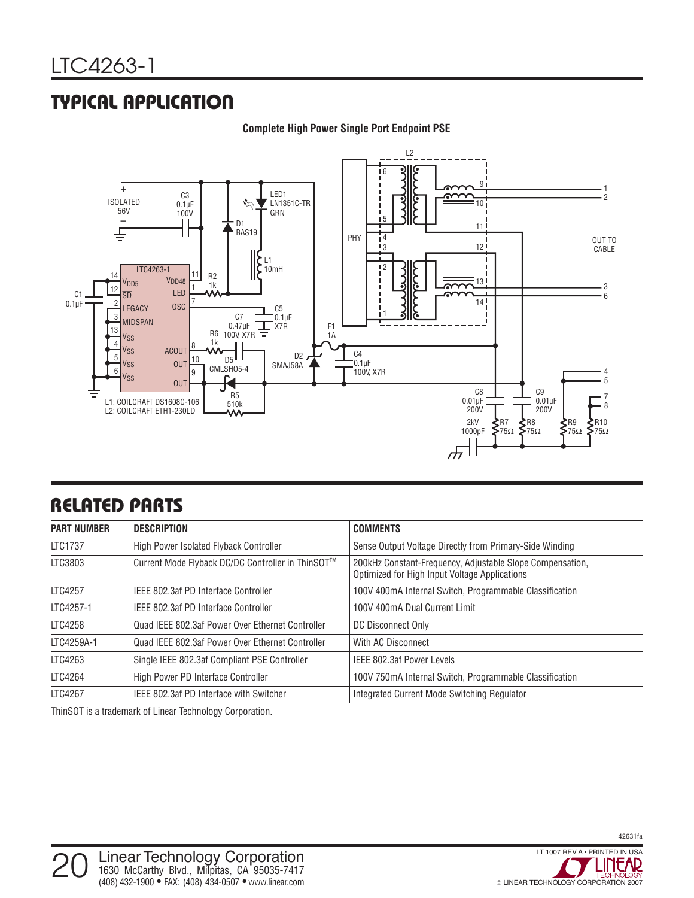## TYPICAL APPLICATION

**Complete High Power Single Port Endpoint PSE**

ISOLATED 56V
C3 0.1µF 100V
LED1 LN1351C-TR GRN
D1 BAS19
L1 10mH
L2
PHY
LTC4263-1
VDD5
VDD48
SD
LED
LEGACY
OSC
MIDSPAN
VSS
VSS
ACOUT
VSS
OUT
VSS
OUT
C1 0.1µF
R2 1k
C5 0.1µF X7R
C7 0.47µF 100V, X7R
R6 1k
D5 CMLSH05-4
R5 510k
D2 SMAJ58A
F1 1A
C4 0.1µF 100V, X7R
C8 0.01µF 200V
C9 0.01µF 200V
2kV 1000pF
R7 75Ω
R8 75Ω
R9 75Ω
R10 75Ω
OUT TO CABLE
L1: COILCRAFT DS1608C-106
L2: COILCRAFT ETH1-230LD

## RELATED PARTS

| PART NUMBER | DESCRIPTION | COMMENTS |
| --- | --- | --- |
| LTC1737 | High Power Isolated Flyback Controller | Sense Output Voltage Directly from Primary-Side Winding |
| LTC3803 | Current Mode Flyback DC/DC Controller in ThinSOT™ | 200kHz Constant-Frequency, Adjustable Slope Compensation, Optimized for High Input Voltage Applications |
| LTC4257 | IEEE 802.3af PD Interface Controller | 100V 400mA Internal Switch, Programmable Classification |
| LTC4257-1 | IEEE 802.3af PD Interface Controller | 100V 400mA Dual Current Limit |
| LTC4258 | Quad IEEE 802.3af Power Over Ethernet Controller | DC Disconnect Only |
| LTC4259A-1 | Quad IEEE 802.3af Power Over Ethernet Controller | With AC Disconnect |
| LTC4263 | Single IEEE 802.3af Compliant PSE Controller | IEEE 802.3af Power Levels |
| LTC4264 | High Power PD Interface Controller | 100V 750mA Internal Switch, Programmable Classification |
| LTC4267 | IEEE 802.3af PD Interface with Switcher | Integrated Current Mode Switching Regulator |

ThinSOT is a trademark of Linear Technology Corporation.

Linear Technology Corporation
1630 McCarthy Blvd., Milpitas, CA 95035-7417
(408) 432-1900 • FAX: (408) 434-0507 • www.linear.com

42631fa
LT 1007 REV A • PRINTED IN USA
© LINEAR TECHNOLOGY CORPORATION 2007